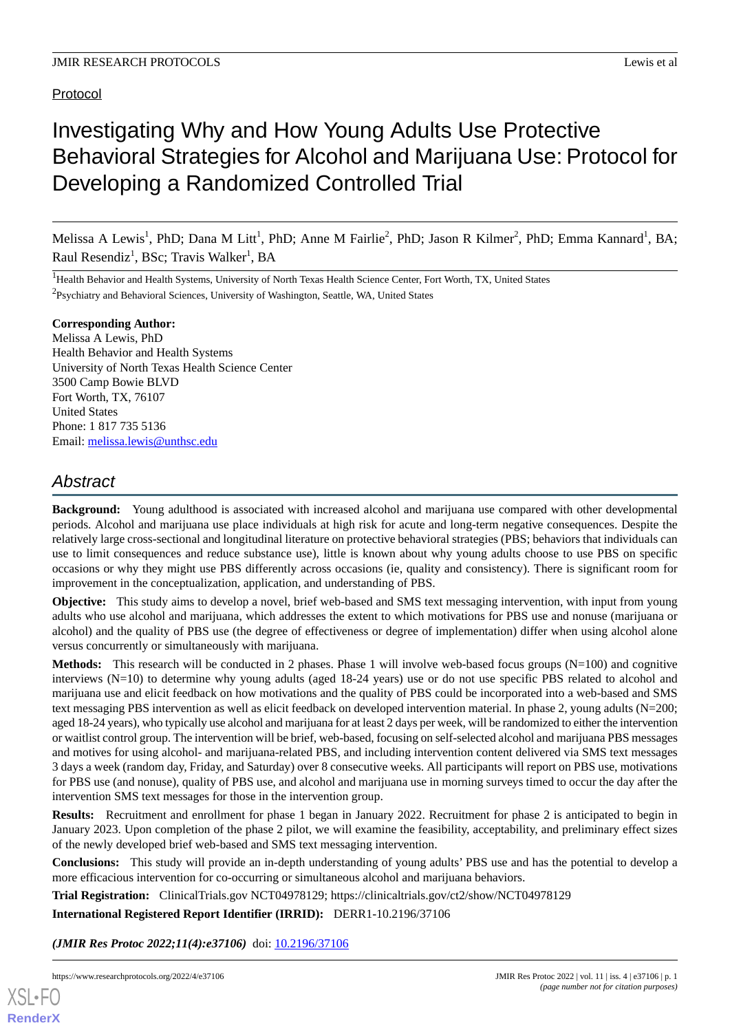Protocol

# Investigating Why and How Young Adults Use Protective Behavioral Strategies for Alcohol and Marijuana Use: Protocol for Developing a Randomized Controlled Trial

Melissa A Lewis[1], PhD; Dana M Litt[1], PhD; Anne M Fairlie[2], PhD; Jason R Kilmer[2], PhD; Emma Kannard[1], BA; Raul Resendiz[1], BSc; Travis Walker[1], BA

[1]Health Behavior and Health Systems, University of North Texas Health Science Center, Fort Worth, TX, United States

[2]Psychiatry and Behavioral Sciences, University of Washington, Seattle, WA, United States

**Corresponding Author:**
Melissa A Lewis, PhD
Health Behavior and Health Systems
University of North Texas Health Science Center
3500 Camp Bowie BLVD
Fort Worth, TX, 76107
United States
Phone: 1 817 735 5136
Email: melissa.lewis@unthsc.edu

## Abstract

**Background:** Young adulthood is associated with increased alcohol and marijuana use compared with other developmental periods. Alcohol and marijuana use place individuals at high risk for acute and long-term negative consequences. Despite the relatively large cross-sectional and longitudinal literature on protective behavioral strategies (PBS; behaviors that individuals can use to limit consequences and reduce substance use), little is known about why young adults choose to use PBS on specific occasions or why they might use PBS differently across occasions (ie, quality and consistency). There is significant room for improvement in the conceptualization, application, and understanding of PBS.

**Objective:** This study aims to develop a novel, brief web-based and SMS text messaging intervention, with input from young adults who use alcohol and marijuana, which addresses the extent to which motivations for PBS use and nonuse (marijuana or alcohol) and the quality of PBS use (the degree of effectiveness or degree of implementation) differ when using alcohol alone versus concurrently or simultaneously with marijuana.

**Methods:** This research will be conducted in 2 phases. Phase 1 will involve web-based focus groups (N=100) and cognitive interviews (N=10) to determine why young adults (aged 18-24 years) use or do not use specific PBS related to alcohol and marijuana use and elicit feedback on how motivations and the quality of PBS could be incorporated into a web-based and SMS text messaging PBS intervention as well as elicit feedback on developed intervention material. In phase 2, young adults (N=200; aged 18-24 years), who typically use alcohol and marijuana for at least 2 days per week, will be randomized to either the intervention or waitlist control group. The intervention will be brief, web-based, focusing on self-selected alcohol and marijuana PBS messages and motives for using alcohol- and marijuana-related PBS, and including intervention content delivered via SMS text messages 3 days a week (random day, Friday, and Saturday) over 8 consecutive weeks. All participants will report on PBS use, motivations for PBS use (and nonuse), quality of PBS use, and alcohol and marijuana use in morning surveys timed to occur the day after the intervention SMS text messages for those in the intervention group.

**Results:** Recruitment and enrollment for phase 1 began in January 2022. Recruitment for phase 2 is anticipated to begin in January 2023. Upon completion of the phase 2 pilot, we will examine the feasibility, acceptability, and preliminary effect sizes of the newly developed brief web-based and SMS text messaging intervention.

**Conclusions:** This study will provide an in-depth understanding of young adults' PBS use and has the potential to develop a more efficacious intervention for co-occurring or simultaneous alcohol and marijuana behaviors.

**Trial Registration:** ClinicalTrials.gov NCT04978129; https://clinicaltrials.gov/ct2/show/NCT04978129

**International Registered Report Identifier (IRRID):** DERR1-10.2196/37106

***(JMIR Res Protoc 2022;11(4):e37106)*** doi: 10.2196/37106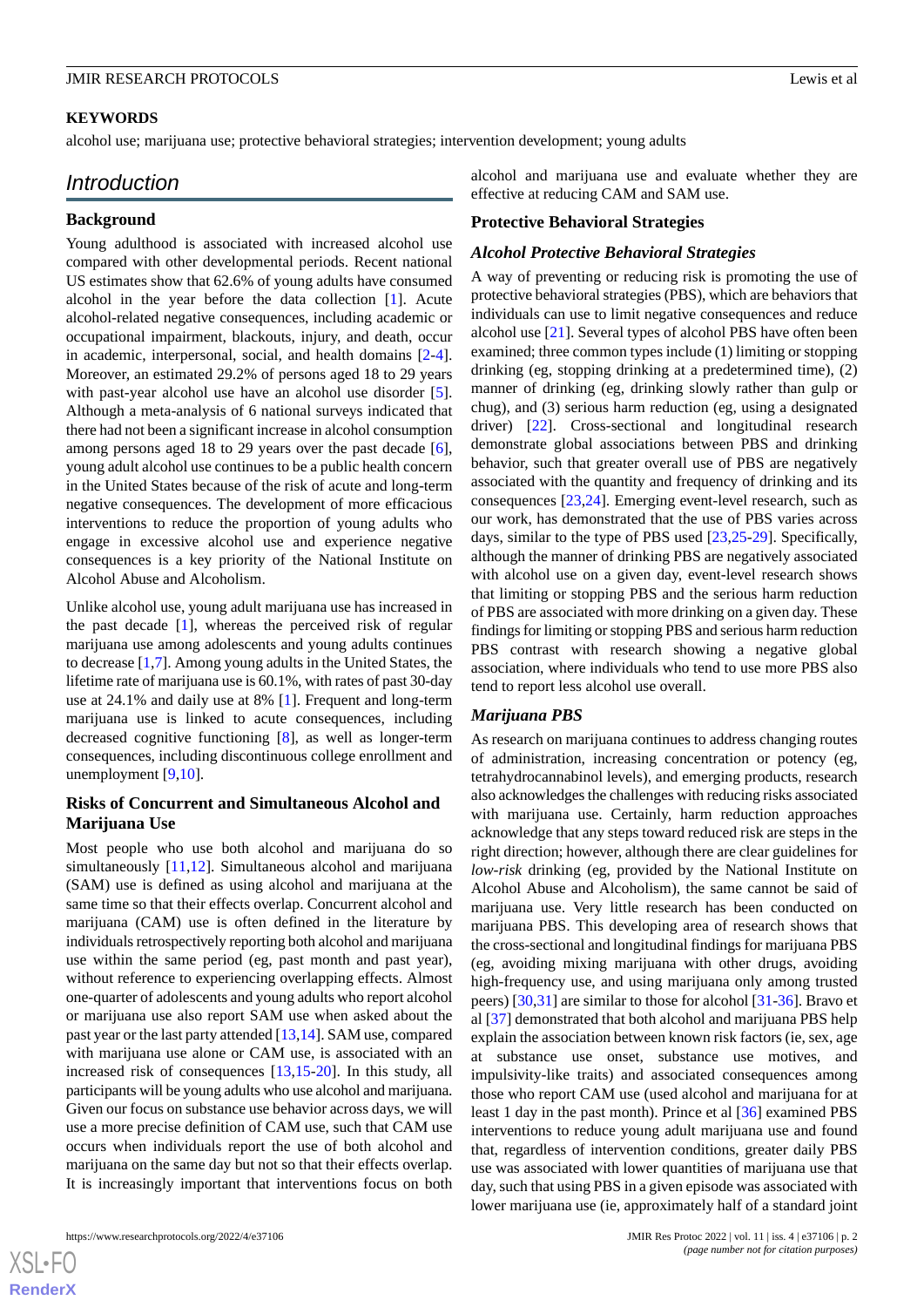**KEYWORDS**

alcohol use; marijuana use; protective behavioral strategies; intervention development; young adults

## Introduction

### Background

Young adulthood is associated with increased alcohol use compared with other developmental periods. Recent national US estimates show that 62.6% of young adults have consumed alcohol in the year before the data collection [1]. Acute alcohol-related negative consequences, including academic or occupational impairment, blackouts, injury, and death, occur in academic, interpersonal, social, and health domains [2-4]. Moreover, an estimated 29.2% of persons aged 18 to 29 years with past-year alcohol use have an alcohol use disorder [5]. Although a meta-analysis of 6 national surveys indicated that there had not been a significant increase in alcohol consumption among persons aged 18 to 29 years over the past decade [6], young adult alcohol use continues to be a public health concern in the United States because of the risk of acute and long-term negative consequences. The development of more efficacious interventions to reduce the proportion of young adults who engage in excessive alcohol use and experience negative consequences is a key priority of the National Institute on Alcohol Abuse and Alcoholism.

Unlike alcohol use, young adult marijuana use has increased in the past decade [1], whereas the perceived risk of regular marijuana use among adolescents and young adults continues to decrease [1,7]. Among young adults in the United States, the lifetime rate of marijuana use is 60.1%, with rates of past 30-day use at 24.1% and daily use at 8% [1]. Frequent and long-term marijuana use is linked to acute consequences, including decreased cognitive functioning [8], as well as longer-term consequences, including discontinuous college enrollment and unemployment [9,10].

### Risks of Concurrent and Simultaneous Alcohol and Marijuana Use

Most people who use both alcohol and marijuana do so simultaneously [11,12]. Simultaneous alcohol and marijuana (SAM) use is defined as using alcohol and marijuana at the same time so that their effects overlap. Concurrent alcohol and marijuana (CAM) use is often defined in the literature by individuals retrospectively reporting both alcohol and marijuana use within the same period (eg, past month and past year), without reference to experiencing overlapping effects. Almost one-quarter of adolescents and young adults who report alcohol or marijuana use also report SAM use when asked about the past year or the last party attended [13,14]. SAM use, compared with marijuana use alone or CAM use, is associated with an increased risk of consequences [13,15-20]. In this study, all participants will be young adults who use alcohol and marijuana. Given our focus on substance use behavior across days, we will use a more precise definition of CAM use, such that CAM use occurs when individuals report the use of both alcohol and marijuana on the same day but not so that their effects overlap. It is increasingly important that interventions focus on both alcohol and marijuana use and evaluate whether they are effective at reducing CAM and SAM use.

### Protective Behavioral Strategies

#### *Alcohol Protective Behavioral Strategies*

A way of preventing or reducing risk is promoting the use of protective behavioral strategies (PBS), which are behaviors that individuals can use to limit negative consequences and reduce alcohol use [21]. Several types of alcohol PBS have often been examined; three common types include (1) limiting or stopping drinking (eg, stopping drinking at a predetermined time), (2) manner of drinking (eg, drinking slowly rather than gulp or chug), and (3) serious harm reduction (eg, using a designated driver) [22]. Cross-sectional and longitudinal research demonstrate global associations between PBS and drinking behavior, such that greater overall use of PBS are negatively associated with the quantity and frequency of drinking and its consequences [23,24]. Emerging event-level research, such as our work, has demonstrated that the use of PBS varies across days, similar to the type of PBS used [23,25-29]. Specifically, although the manner of drinking PBS are negatively associated with alcohol use on a given day, event-level research shows that limiting or stopping PBS and the serious harm reduction of PBS are associated with more drinking on a given day. These findings for limiting or stopping PBS and serious harm reduction PBS contrast with research showing a negative global association, where individuals who tend to use more PBS also tend to report less alcohol use overall.

#### *Marijuana PBS*

As research on marijuana continues to address changing routes of administration, increasing concentration or potency (eg, tetrahydrocannabinol levels), and emerging products, research also acknowledges the challenges with reducing risks associated with marijuana use. Certainly, harm reduction approaches acknowledge that any steps toward reduced risk are steps in the right direction; however, although there are clear guidelines for *low-risk* drinking (eg, provided by the National Institute on Alcohol Abuse and Alcoholism), the same cannot be said of marijuana use. Very little research has been conducted on marijuana PBS. This developing area of research shows that the cross-sectional and longitudinal findings for marijuana PBS (eg, avoiding mixing marijuana with other drugs, avoiding high-frequency use, and using marijuana only among trusted peers) [30,31] are similar to those for alcohol [31-36]. Bravo et al [37] demonstrated that both alcohol and marijuana PBS help explain the association between known risk factors (ie, sex, age at substance use onset, substance use motives, and impulsive-like traits) and associated consequences among those who report CAM use (used alcohol and marijuana for at least 1 day in the past month). Prince et al [36] examined PBS interventions to reduce young adult marijuana use and found that, regardless of intervention conditions, greater daily PBS use was associated with lower quantities of marijuana use that day, such that using PBS in a given episode was associated with lower marijuana use (ie, approximately half of a standard joint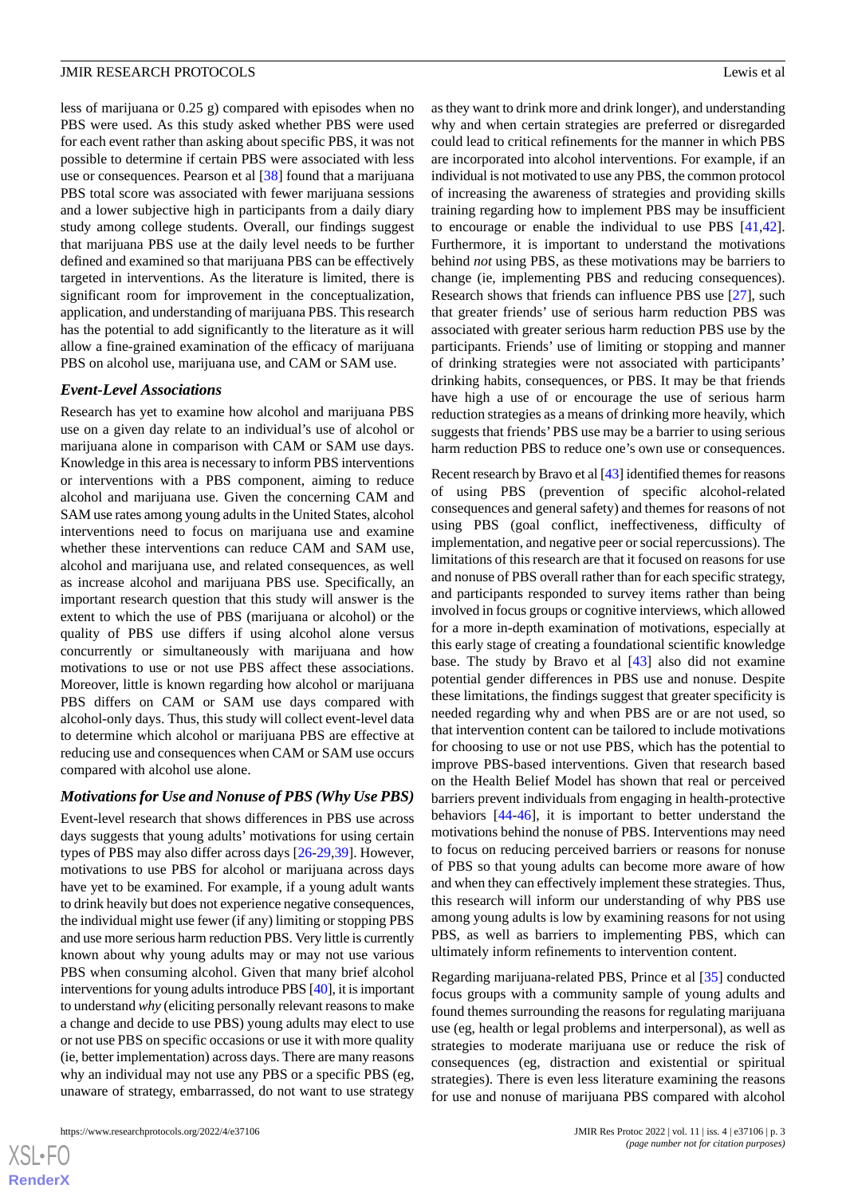less of marijuana or 0.25 g) compared with episodes when no PBS were used. As this study asked whether PBS were used for each event rather than asking about specific PBS, it was not possible to determine if certain PBS were associated with less use or consequences. Pearson et al [38] found that a marijuana PBS total score was associated with fewer marijuana sessions and a lower subjective high in participants from a daily diary study among college students. Overall, our findings suggest that marijuana PBS use at the daily level needs to be further defined and examined so that marijuana PBS can be effectively targeted in interventions. As the literature is limited, there is significant room for improvement in the conceptualization, application, and understanding of marijuana PBS. This research has the potential to add significantly to the literature as it will allow a fine-grained examination of the efficacy of marijuana PBS on alcohol use, marijuana use, and CAM or SAM use.

### Event-Level Associations

Research has yet to examine how alcohol and marijuana PBS use on a given day relate to an individual's use of alcohol or marijuana alone in comparison with CAM or SAM use days. Knowledge in this area is necessary to inform PBS interventions or interventions with a PBS component, aiming to reduce alcohol and marijuana use. Given the concerning CAM and SAM use rates among young adults in the United States, alcohol interventions need to focus on marijuana use and examine whether these interventions can reduce CAM and SAM use, alcohol and marijuana use, and related consequences, as well as increase alcohol and marijuana PBS use. Specifically, an important research question that this study will answer is the extent to which the use of PBS (marijuana or alcohol) or the quality of PBS use differs if using alcohol alone versus concurrently or simultaneously with marijuana and how motivations to use or not use PBS affect these associations. Moreover, little is known regarding how alcohol or marijuana PBS differs on CAM or SAM use days compared with alcohol-only days. Thus, this study will collect event-level data to determine which alcohol or marijuana PBS are effective at reducing use and consequences when CAM or SAM use occurs compared with alcohol use alone.

### Motivations for Use and Nonuse of PBS (Why Use PBS)

Event-level research that shows differences in PBS use across days suggests that young adults' motivations for using certain types of PBS may also differ across days [26-29,39]. However, motivations to use PBS for alcohol or marijuana across days have yet to be examined. For example, if a young adult wants to drink heavily but does not experience negative consequences, the individual might use fewer (if any) limiting or stopping PBS and use more serious harm reduction PBS. Very little is currently known about why young adults may or may not use various PBS when consuming alcohol. Given that many brief alcohol interventions for young adults introduce PBS [40], it is important to understand *why* (eliciting personally relevant reasons to make a change and decide to use PBS) young adults may elect to use or not use PBS on specific occasions or use it with more quality (ie, better implementation) across days. There are many reasons why an individual may not use any PBS or a specific PBS (eg, unaware of strategy, embarrassed, do not want to use strategy as they want to drink more and drink longer), and understanding why and when certain strategies are preferred or disregarded could lead to critical refinements for the manner in which PBS are incorporated into alcohol interventions. For example, if an individual is not motivated to use any PBS, the common protocol of increasing the awareness of strategies and providing skills training regarding how to implement PBS may be insufficient to encourage or enable the individual to use PBS [41,42]. Furthermore, it is important to understand the motivations behind *not* using PBS, as these motivations may be barriers to change (ie, implementing PBS and reducing consequences). Research shows that friends can influence PBS use [27], such that greater friends' use of serious harm reduction PBS was associated with greater serious harm reduction PBS use by the participants. Friends' use of limiting or stopping and manner of drinking strategies were not associated with participants' drinking habits, consequences, or PBS. It may be that friends have high a use of or encourage the use of serious harm reduction strategies as a means of drinking more heavily, which suggests that friends' PBS use may be a barrier to using serious harm reduction PBS to reduce one's own use or consequences.

Recent research by Bravo et al [43] identified themes for reasons of using PBS (prevention of specific alcohol-related consequences and general safety) and themes for reasons of not using PBS (goal conflict, ineffectiveness, difficulty of implementation, and negative peer or social repercussions). The limitations of this research are that it focused on reasons for use and nonuse of PBS overall rather than for each specific strategy, and participants responded to survey items rather than being involved in focus groups or cognitive interviews, which allowed for a more in-depth examination of motivations, especially at this early stage of creating a foundational scientific knowledge base. The study by Bravo et al [43] also did not examine potential gender differences in PBS use and nonuse. Despite these limitations, the findings suggest that greater specificity is needed regarding why and when PBS are or are not used, so that intervention content can be tailored to include motivations for choosing to use or not use PBS, which has the potential to improve PBS-based interventions. Given that research based on the Health Belief Model has shown that real or perceived barriers prevent individuals from engaging in health-protective behaviors [44-46], it is important to better understand the motivations behind the nonuse of PBS. Interventions may need to focus on reducing perceived barriers or reasons for nonuse of PBS so that young adults can become more aware of how and when they can effectively implement these strategies. Thus, this research will inform our understanding of why PBS use among young adults is low by examining reasons for not using PBS, as well as barriers to implementing PBS, which can ultimately inform refinements to intervention content.

Regarding marijuana-related PBS, Prince et al [35] conducted focus groups with a community sample of young adults and found themes surrounding the reasons for regulating marijuana use (eg, health or legal problems and interpersonal), as well as strategies to moderate marijuana use or reduce the risk of consequences (eg, distraction and existential or spiritual strategies). There is even less literature examining the reasons for use and nonuse of marijuana PBS compared with alcohol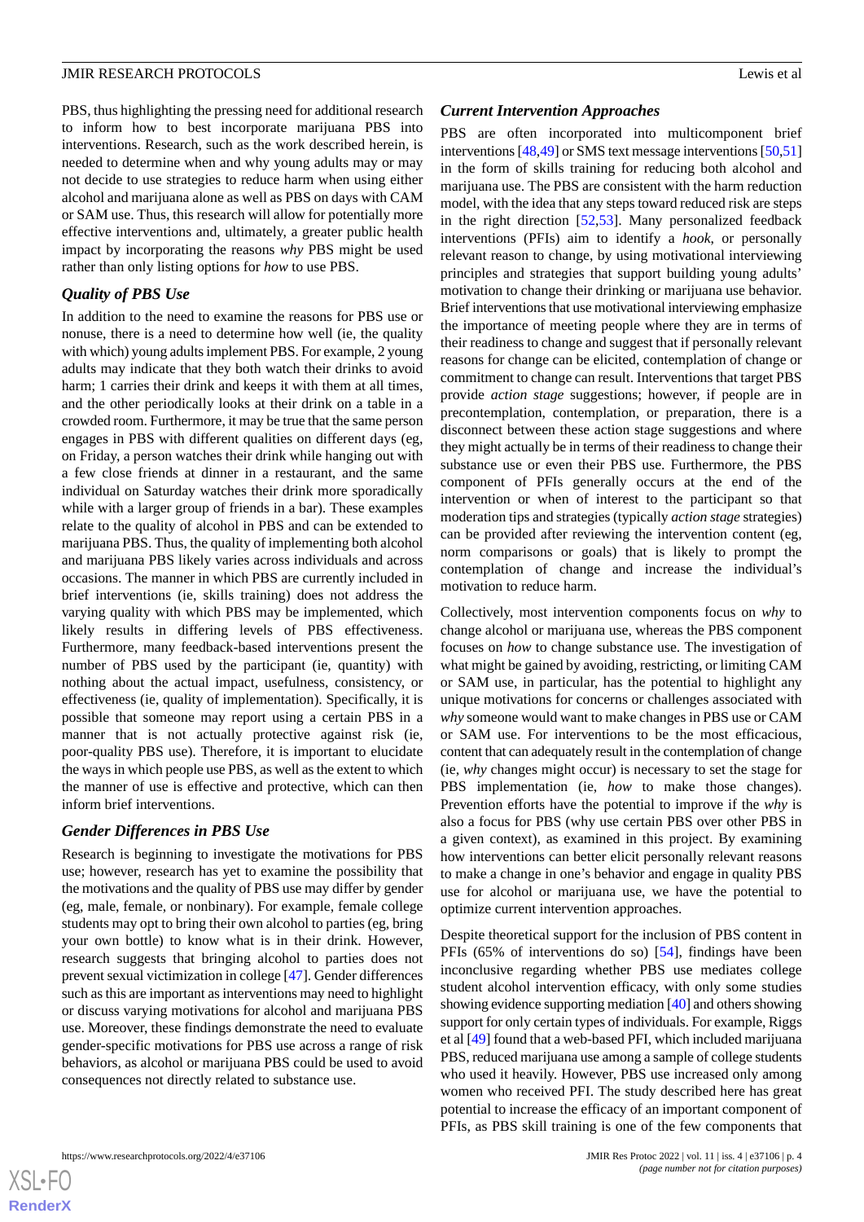PBS, thus highlighting the pressing need for additional research to inform how to best incorporate marijuana PBS into interventions. Research, such as the work described herein, is needed to determine when and why young adults may or may not decide to use strategies to reduce harm when using either alcohol and marijuana alone as well as PBS on days with CAM or SAM use. Thus, this research will allow for potentially more effective interventions and, ultimately, a greater public health impact by incorporating the reasons *why* PBS might be used rather than only listing options for *how* to use PBS.

### Quality of PBS Use

In addition to the need to examine the reasons for PBS use or nonuse, there is a need to determine how well (ie, the quality with which) young adults implement PBS. For example, 2 young adults may indicate that they both watch their drinks to avoid harm; 1 carries their drink and keeps it with them at all times, and the other periodically looks at their drink on a table in a crowded room. Furthermore, it may be true that the same person engages in PBS with different qualities on different days (eg, on Friday, a person watches their drink while hanging out with a few close friends at dinner in a restaurant, and the same individual on Saturday watches their drink more sporadically while with a larger group of friends in a bar). These examples relate to the quality of alcohol in PBS and can be extended to marijuana PBS. Thus, the quality of implementing both alcohol and marijuana PBS likely varies across individuals and across occasions. The manner in which PBS are currently included in brief interventions (ie, skills training) does not address the varying quality with which PBS may be implemented, which likely results in differing levels of PBS effectiveness. Furthermore, many feedback-based interventions present the number of PBS used by the participant (ie, quantity) with nothing about the actual impact, usefulness, consistency, or effectiveness (ie, quality of implementation). Specifically, it is possible that someone may report using a certain PBS in a manner that is not actually protective against risk (ie, poor-quality PBS use). Therefore, it is important to elucidate the ways in which people use PBS, as well as the extent to which the manner of use is effective and protective, which can then inform brief interventions.

### Gender Differences in PBS Use

Research is beginning to investigate the motivations for PBS use; however, research has yet to examine the possibility that the motivations and the quality of PBS use may differ by gender (eg, male, female, or nonbinary). For example, female college students may opt to bring their own alcohol to parties (eg, bring your own bottle) to know what is in their drink. However, research suggests that bringing alcohol to parties does not prevent sexual victimization in college [47]. Gender differences such as this are important as interventions may need to highlight or discuss varying motivations for alcohol and marijuana PBS use. Moreover, these findings demonstrate the need to evaluate gender-specific motivations for PBS use across a range of risk behaviors, as alcohol or marijuana PBS could be used to avoid consequences not directly related to substance use.

### Current Intervention Approaches

PBS are often incorporated into multicomponent brief interventions [48,49] or SMS text message interventions [50,51] in the form of skills training for reducing both alcohol and marijuana use. The PBS are consistent with the harm reduction model, with the idea that any steps toward reduced risk are steps in the right direction [52,53]. Many personalized feedback interventions (PFIs) aim to identify a *hook*, or personally relevant reason to change, by using motivational interviewing principles and strategies that support building young adults' motivation to change their drinking or marijuana use behavior. Brief interventions that use motivational interviewing emphasize the importance of meeting people where they are in terms of their readiness to change and suggest that if personally relevant reasons for change can be elicited, contemplation of change or commitment to change can result. Interventions that target PBS provide *action stage* suggestions; however, if people are in precontemplation, contemplation, or preparation, there is a disconnect between these action stage suggestions and where they might actually be in terms of their readiness to change their substance use or even their PBS use. Furthermore, the PBS component of PFIs generally occurs at the end of the intervention or when of interest to the participant so that moderation tips and strategies (typically *action stage* strategies) can be provided after reviewing the intervention content (eg, norm comparisons or goals) that is likely to prompt the contemplation of change and increase the individual's motivation to reduce harm.

Collectively, most intervention components focus on *why* to change alcohol or marijuana use, whereas the PBS component focuses on *how* to change substance use. The investigation of what might be gained by avoiding, restricting, or limiting CAM or SAM use, in particular, has the potential to highlight any unique motivations for concerns or challenges associated with *why* someone would want to make changes in PBS use or CAM or SAM use. For interventions to be the most efficacious, content that can adequately result in the contemplation of change (ie, *why* changes might occur) is necessary to set the stage for PBS implementation (ie, *how* to make those changes). Prevention efforts have the potential to improve if the *why* is also a focus for PBS (why use certain PBS over other PBS in a given context), as examined in this project. By examining how interventions can better elicit personally relevant reasons to make a change in one's behavior and engage in quality PBS use for alcohol or marijuana use, we have the potential to optimize current intervention approaches.

Despite theoretical support for the inclusion of PBS content in PFIs (65% of interventions do so) [54], findings have been inconclusive regarding whether PBS use mediates college student alcohol intervention efficacy, with only some studies showing evidence supporting mediation [40] and others showing support for only certain types of individuals. For example, Riggs et al [49] found that a web-based PFI, which included marijuana PBS, reduced marijuana use among a sample of college students who used it heavily. However, PBS use increased only among women who received PFI. The study described here has great potential to increase the efficacy of an important component of PFIs, as PBS skill training is one of the few components that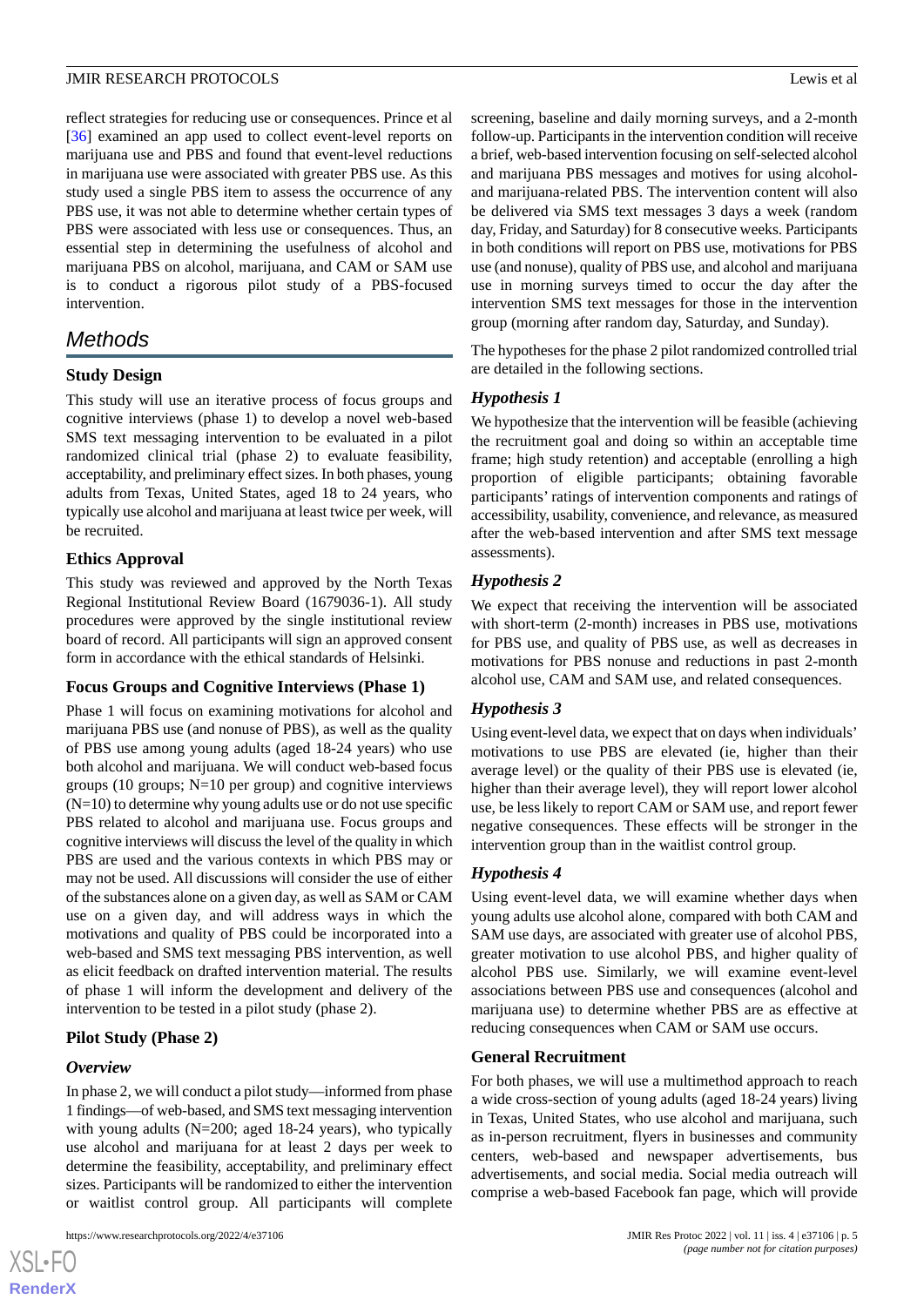reflect strategies for reducing use or consequences. Prince et al [36] examined an app used to collect event-level reports on marijuana use and PBS and found that event-level reductions in marijuana use were associated with greater PBS use. As this study used a single PBS item to assess the occurrence of any PBS use, it was not able to determine whether certain types of PBS were associated with less use or consequences. Thus, an essential step in determining the usefulness of alcohol and marijuana PBS on alcohol, marijuana, and CAM or SAM use is to conduct a rigorous pilot study of a PBS-focused intervention.

## Methods

### Study Design

This study will use an iterative process of focus groups and cognitive interviews (phase 1) to develop a novel web-based SMS text messaging intervention to be evaluated in a pilot randomized clinical trial (phase 2) to evaluate feasibility, acceptability, and preliminary effect sizes. In both phases, young adults from Texas, United States, aged 18 to 24 years, who typically use alcohol and marijuana at least twice per week, will be recruited.

### Ethics Approval

This study was reviewed and approved by the North Texas Regional Institutional Review Board (1679036-1). All study procedures were approved by the single institutional review board of record. All participants will sign an approved consent form in accordance with the ethical standards of Helsinki.

### Focus Groups and Cognitive Interviews (Phase 1)

Phase 1 will focus on examining motivations for alcohol and marijuana PBS use (and nonuse of PBS), as well as the quality of PBS use among young adults (aged 18-24 years) who use both alcohol and marijuana. We will conduct web-based focus groups (10 groups; N=10 per group) and cognitive interviews (N=10) to determine why young adults use or do not use specific PBS related to alcohol and marijuana use. Focus groups and cognitive interviews will discuss the level of the quality in which PBS are used and the various contexts in which PBS may or may not be used. All discussions will consider the use of either of the substances alone on a given day, as well as SAM or CAM use on a given day, and will address ways in which the motivations and quality of PBS could be incorporated into a web-based and SMS text messaging PBS intervention, as well as elicit feedback on drafted intervention material. The results of phase 1 will inform the development and delivery of the intervention to be tested in a pilot study (phase 2).

### Pilot Study (Phase 2)

#### *Overview*

In phase 2, we will conduct a pilot study—informed from phase 1 findings—of web-based, and SMS text messaging intervention with young adults (N=200; aged 18-24 years), who typically use alcohol and marijuana for at least 2 days per week to determine the feasibility, acceptability, and preliminary effect sizes. Participants will be randomized to either the intervention or waitlist control group. All participants will complete screening, baseline and daily morning surveys, and a 2-month follow-up. Participants in the intervention condition will receive a brief, web-based intervention focusing on self-selected alcohol and marijuana PBS messages and motives for using alcohol- and marijuana-related PBS. The intervention content will also be delivered via SMS text messages 3 days a week (random day, Friday, and Saturday) for 8 consecutive weeks. Participants in both conditions will report on PBS use, motivations for PBS use (and nonuse), quality of PBS use, and alcohol and marijuana use in morning surveys timed to occur the day after the intervention SMS text messages for those in the intervention group (morning after random day, Saturday, and Sunday).

The hypotheses for the phase 2 pilot randomized controlled trial are detailed in the following sections.

#### *Hypothesis 1*

We hypothesize that the intervention will be feasible (achieving the recruitment goal and doing so within an acceptable time frame; high study retention) and acceptable (enrolling a high proportion of eligible participants; obtaining favorable participants' ratings of intervention components and ratings of accessibility, usability, convenience, and relevance, as measured after the web-based intervention and after SMS text message assessments).

#### *Hypothesis 2*

We expect that receiving the intervention will be associated with short-term (2-month) increases in PBS use, motivations for PBS use, and quality of PBS use, as well as decreases in motivations for PBS nonuse and reductions in past 2-month alcohol use, CAM and SAM use, and related consequences.

#### *Hypothesis 3*

Using event-level data, we expect that on days when individuals' motivations to use PBS are elevated (ie, higher than their average level) or the quality of their PBS use is elevated (ie, higher than their average level), they will report lower alcohol use, be less likely to report CAM or SAM use, and report fewer negative consequences. These effects will be stronger in the intervention group than in the waitlist control group.

#### *Hypothesis 4*

Using event-level data, we will examine whether days when young adults use alcohol alone, compared with both CAM and SAM use days, are associated with greater use of alcohol PBS, greater motivation to use alcohol PBS, and higher quality of alcohol PBS use. Similarly, we will examine event-level associations between PBS use and consequences (alcohol and marijuana use) to determine whether PBS are as effective at reducing consequences when CAM or SAM use occurs.

### General Recruitment

For both phases, we will use a multimethod approach to reach a wide cross-section of young adults (aged 18-24 years) living in Texas, United States, who use alcohol and marijuana, such as in-person recruitment, flyers in businesses and community centers, web-based and newspaper advertisements, bus advertisements, and social media. Social media outreach will comprise a web-based Facebook fan page, which will provide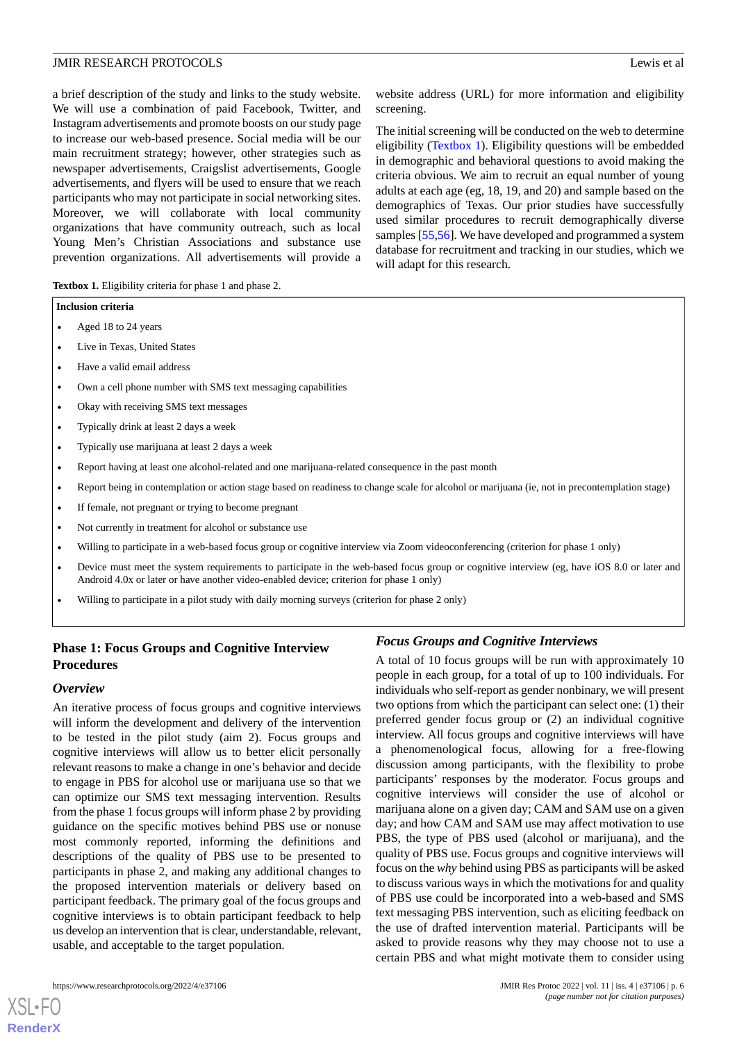a brief description of the study and links to the study website. We will use a combination of paid Facebook, Twitter, and Instagram advertisements and promote boosts on our study page to increase our web-based presence. Social media will be our main recruitment strategy; however, other strategies such as newspaper advertisements, Craigslist advertisements, Google advertisements, and flyers will be used to ensure that we reach participants who may not participate in social networking sites. Moreover, we will collaborate with local community organizations that have community outreach, such as local Young Men's Christian Associations and substance use prevention organizations. All advertisements will provide a website address (URL) for more information and eligibility screening.

The initial screening will be conducted on the web to determine eligibility (Textbox 1). Eligibility questions will be embedded in demographic and behavioral questions to avoid making the criteria obvious. We aim to recruit an equal number of young adults at each age (eg, 18, 19, and 20) and sample based on the demographics of Texas. Our prior studies have successfully used similar procedures to recruit demographically diverse samples [55,56]. We have developed and programmed a system database for recruitment and tracking in our studies, which we will adapt for this research.

**Textbox 1.** Eligibility criteria for phase 1 and phase 2.

**Inclusion criteria**

- Aged 18 to 24 years
- Live in Texas, United States
- Have a valid email address
- Own a cell phone number with SMS text messaging capabilities
- Okay with receiving SMS text messages
- Typically drink at least 2 days a week
- Typically use marijuana at least 2 days a week
- Report having at least one alcohol-related and one marijuana-related consequence in the past month
- Report being in contemplation or action stage based on readiness to change scale for alcohol or marijuana (ie, not in precontemplation stage)
- If female, not pregnant or trying to become pregnant
- Not currently in treatment for alcohol or substance use
- Willing to participate in a web-based focus group or cognitive interview via Zoom videoconferencing (criterion for phase 1 only)
- Device must meet the system requirements to participate in the web-based focus group or cognitive interview (eg, have iOS 8.0 or later and Android 4.0x or later or have another video-enabled device; criterion for phase 1 only)
- Willing to participate in a pilot study with daily morning surveys (criterion for phase 2 only)

## Phase 1: Focus Groups and Cognitive Interview Procedures

### *Overview*

An iterative process of focus groups and cognitive interviews will inform the development and delivery of the intervention to be tested in the pilot study (aim 2). Focus groups and cognitive interviews will allow us to better elicit personally relevant reasons to make a change in one's behavior and decide to engage in PBS for alcohol use or marijuana use so that we can optimize our SMS text messaging intervention. Results from the phase 1 focus groups will inform phase 2 by providing guidance on the specific motives behind PBS use or nonuse most commonly reported, informing the definitions and descriptions of the quality of PBS use to be presented to participants in phase 2, and making any additional changes to the proposed intervention materials or delivery based on participant feedback. The primary goal of the focus groups and cognitive interviews is to obtain participant feedback to help us develop an intervention that is clear, understandable, relevant, usable, and acceptable to the target population.

### *Focus Groups and Cognitive Interviews*

A total of 10 focus groups will be run with approximately 10 people in each group, for a total of up to 100 individuals. For individuals who self-report as gender nonbinary, we will present two options from which the participant can select one: (1) their preferred gender focus group or (2) an individual cognitive interview. All focus groups and cognitive interviews will have a phenomenological focus, allowing for a free-flowing discussion among participants, with the flexibility to probe participants' responses by the moderator. Focus groups and cognitive interviews will consider the use of alcohol or marijuana alone on a given day; CAM and SAM use on a given day; and how CAM and SAM use may affect motivation to use PBS, the type of PBS used (alcohol or marijuana), and the quality of PBS use. Focus groups and cognitive interviews will focus on the *why* behind using PBS as participants will be asked to discuss various ways in which the motivations for and quality of PBS use could be incorporated into a web-based and SMS text messaging PBS intervention, such as eliciting feedback on the use of drafted intervention material. Participants will be asked to provide reasons why they may choose not to use a certain PBS and what might motivate them to consider using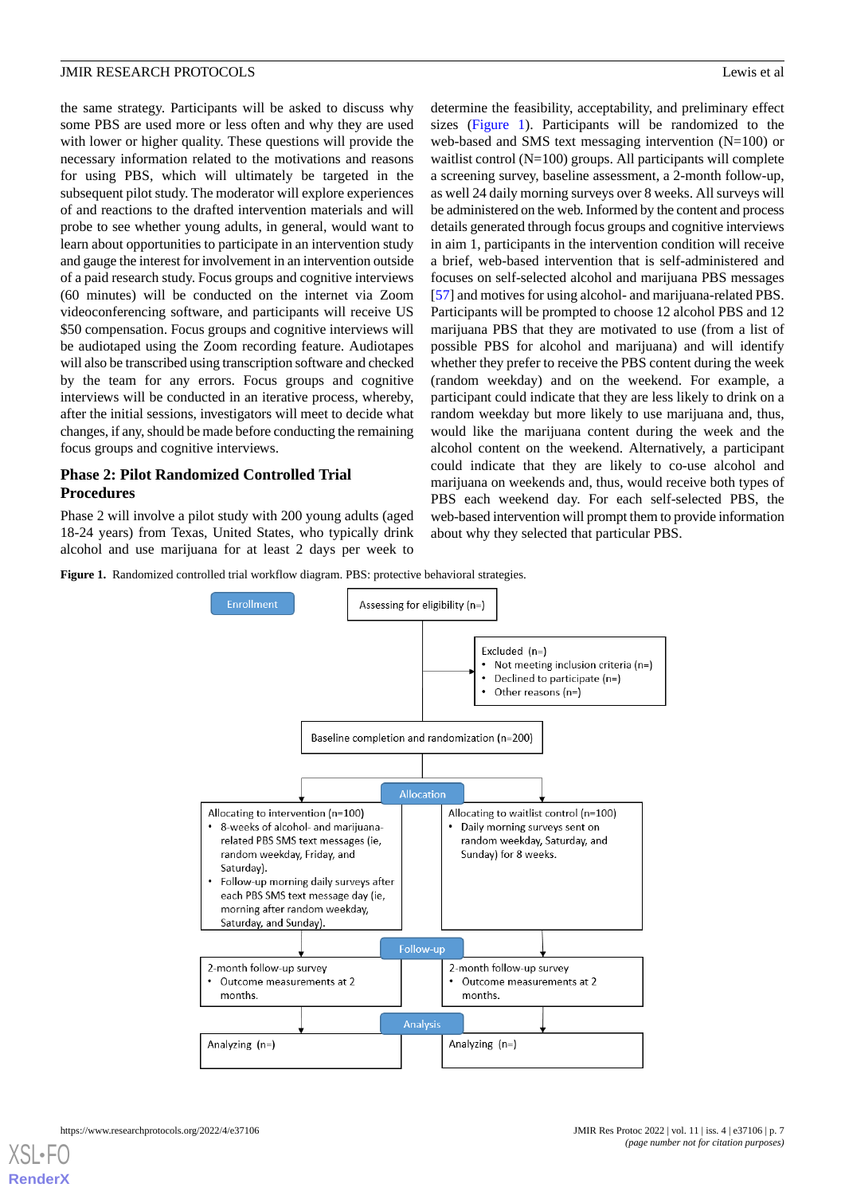the same strategy. Participants will be asked to discuss why some PBS are used more or less often and why they are used with lower or higher quality. These questions will provide the necessary information related to the motivations and reasons for using PBS, which will ultimately be targeted in the subsequent pilot study. The moderator will explore experiences of and reactions to the drafted intervention materials and will probe to see whether young adults, in general, would want to learn about opportunities to participate in an intervention study and gauge the interest for involvement in an intervention outside of a paid research study. Focus groups and cognitive interviews (60 minutes) will be conducted on the internet via Zoom videoconferencing software, and participants will receive US $50 compensation. Focus groups and cognitive interviews will be audiotaped using the Zoom recording feature. Audiotapes will also be transcribed using transcription software and checked by the team for any errors. Focus groups and cognitive interviews will be conducted in an iterative process, whereby, after the initial sessions, investigators will meet to decide what changes, if any, should be made before conducting the remaining focus groups and cognitive interviews.

## Phase 2: Pilot Randomized Controlled Trial Procedures

Phase 2 will involve a pilot study with 200 young adults (aged 18-24 years) from Texas, United States, who typically drink alcohol and use marijuana for at least 2 days per week to determine the feasibility, acceptability, and preliminary effect sizes (Figure 1). Participants will be randomized to the web-based and SMS text messaging intervention (N=100) or waitlist control (N=100) groups. All participants will complete a screening survey, baseline assessment, a 2-month follow-up, as well 24 daily morning surveys over 8 weeks. All surveys will be administered on the web. Informed by the content and process details generated through focus groups and cognitive interviews in aim 1, participants in the intervention condition will receive a brief, web-based intervention that is self-administered and focuses on self-selected alcohol and marijuana PBS messages [57] and motives for using alcohol- and marijuana-related PBS. Participants will be prompted to choose 12 alcohol PBS and 12 marijuana PBS that they are motivated to use (from a list of possible PBS for alcohol and marijuana) and will identify whether they prefer to receive the PBS content during the week (random weekday) and on the weekend. For example, a participant could indicate that they are less likely to drink on a random weekday but more likely to use marijuana and, thus, would like the marijuana content during the week and the alcohol content on the weekend. Alternatively, a participant could indicate that they are likely to co-use alcohol and marijuana on weekends and, thus, would receive both types of PBS each weekend day. For each self-selected PBS, the web-based intervention will prompt them to provide information about why they selected that particular PBS.

**Figure 1.** Randomized controlled trial workflow diagram. PBS: protective behavioral strategies.

Enrollment

Assessing for eligibility (n=)

Excluded (n=)
- Not meeting inclusion criteria (n=)
- Declined to participate (n=)
- Other reasons (n=)

Baseline completion and randomization (n=200)

Allocation

Allocating to intervention (n=100)
- 8-weeks of alcohol- and marijuana-related PBS SMS text messages (ie, random weekday, Friday, and Saturday).
- Follow-up morning daily surveys after each PBS SMS text message day (ie, morning after random weekday, Saturday, and Sunday).

Allocating to waitlist control (n=100)
- Daily morning surveys sent on random weekday, Saturday, and Sunday) for 8 weeks.

Follow-up

2-month follow-up survey
- Outcome measurements at 2 months.

2-month follow-up survey
- Outcome measurements at 2 months.

Analysis

Analyzing (n=)

Analyzing (n=)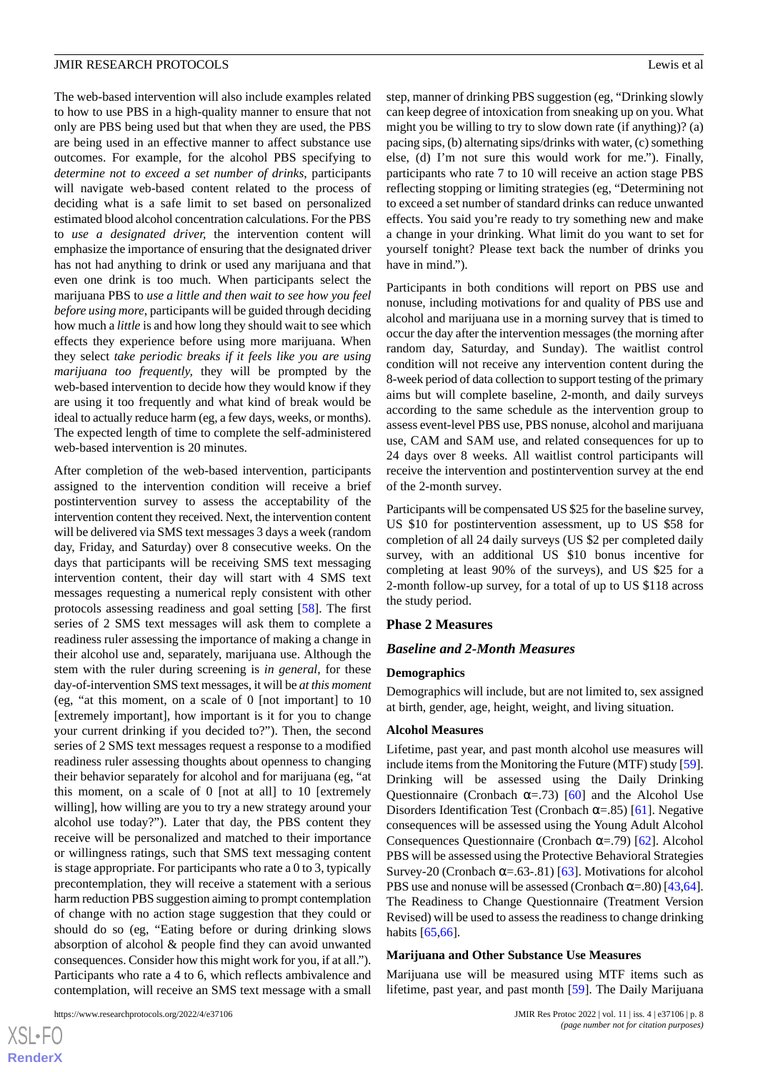The web-based intervention will also include examples related to how to use PBS in a high-quality manner to ensure that not only are PBS being used but that when they are used, the PBS are being used in an effective manner to affect substance use outcomes. For example, for the alcohol PBS specifying to *determine not to exceed a set number of drinks*, participants will navigate web-based content related to the process of deciding what is a safe limit to set based on personalized estimated blood alcohol concentration calculations. For the PBS to *use a designated driver*, the intervention content will emphasize the importance of ensuring that the designated driver has not had anything to drink or used any marijuana and that even one drink is too much. When participants select the marijuana PBS to *use a little and then wait to see how you feel before using more*, participants will be guided through deciding how much a *little* is and how long they should wait to see which effects they experience before using more marijuana. When they select *take periodic breaks if it feels like you are using marijuana too frequently*, they will be prompted by the web-based intervention to decide how they would know if they are using it too frequently and what kind of break would be ideal to actually reduce harm (eg, a few days, weeks, or months). The expected length of time to complete the self-administered web-based intervention is 20 minutes.

After completion of the web-based intervention, participants assigned to the intervention condition will receive a brief postintervention survey to assess the acceptability of the intervention content they received. Next, the intervention content will be delivered via SMS text messages 3 days a week (random day, Friday, and Saturday) over 8 consecutive weeks. On the days that participants will be receiving SMS text messaging intervention content, their day will start with 4 SMS text messages requesting a numerical reply consistent with other protocols assessing readiness and goal setting [58]. The first series of 2 SMS text messages will ask them to complete a readiness ruler assessing the importance of making a change in their alcohol use and, separately, marijuana use. Although the stem with the ruler during screening is *in general*, for these day-of-intervention SMS text messages, it will be *at this moment* (eg, "at this moment, on a scale of 0 [not important] to 10 [extremely important], how important is it for you to change your current drinking if you decided to?"). Then, the second series of 2 SMS text messages request a response to a modified readiness ruler assessing thoughts about openness to changing their behavior separately for alcohol and for marijuana (eg, "at this moment, on a scale of 0 [not at all] to 10 [extremely willing], how willing are you to try a new strategy around your alcohol use today?"). Later that day, the PBS content they receive will be personalized and matched to their importance or willingness ratings, such that SMS text messaging content is stage appropriate. For participants who rate a 0 to 3, typically precontemplation, they will receive a statement with a serious harm reduction PBS suggestion aiming to prompt contemplation of change with no action stage suggestion that they could or should do so (eg, "Eating before or during drinking slows absorption of alcohol & people find they can avoid unwanted consequences. Consider how this might work for you, if at all."). Participants who rate a 4 to 6, which reflects ambivalence and contemplation, will receive an SMS text message with a small step, manner of drinking PBS suggestion (eg, "Drinking slowly can keep degree of intoxication from sneaking up on you. What might you be willing to try to slow down rate (if anything)? (a) pacing sips, (b) alternating sips/drinks with water, (c) something else, (d) I'm not sure this would work for me."). Finally, participants who rate 7 to 10 will receive an action stage PBS reflecting stopping or limiting strategies (eg, "Determining not to exceed a set number of standard drinks can reduce unwanted effects. You said you're ready to try something new and make a change in your drinking. What limit do you want to set for yourself tonight? Please text back the number of drinks you have in mind.").

Participants in both conditions will report on PBS use and nonuse, including motivations for and quality of PBS use and alcohol and marijuana use in a morning survey that is timed to occur the day after the intervention messages (the morning after random day, Saturday, and Sunday). The waitlist control condition will not receive any intervention content during the 8-week period of data collection to support testing of the primary aims but will complete baseline, 2-month, and daily surveys according to the same schedule as the intervention group to assess event-level PBS use, PBS nonuse, alcohol and marijuana use, CAM and SAM use, and related consequences for up to 24 days over 8 weeks. All waitlist control participants will receive the intervention and postintervention survey at the end of the 2-month survey.

Participants will be compensated US $25 for the baseline survey, US $10 for postintervention assessment, up to US $58 for completion of all 24 daily surveys (US $2 per completed daily survey, with an additional US $10 bonus incentive for completing at least 90% of the surveys), and US $25 for a 2-month follow-up survey, for a total of up to US $118 across the study period.

## Phase 2 Measures

### *Baseline and 2-Month Measures*

#### Demographics

Demographics will include, but are not limited to, sex assigned at birth, gender, age, height, weight, and living situation.

#### Alcohol Measures

Lifetime, past year, and past month alcohol use measures will include items from the Monitoring the Future (MTF) study [59]. Drinking will be assessed using the Daily Drinking Questionnaire (Cronbach α=.73) [60] and the Alcohol Use Disorders Identification Test (Cronbach α=.85) [61]. Negative consequences will be assessed using the Young Adult Alcohol Consequences Questionnaire (Cronbach α=.79) [62]. Alcohol PBS will be assessed using the Protective Behavioral Strategies Survey-20 (Cronbach α=.63-.81) [63]. Motivations for alcohol PBS use and nonuse will be assessed (Cronbach α=.80) [43,64]. The Readiness to Change Questionnaire (Treatment Version Revised) will be used to assess the readiness to change drinking habits [65,66].

#### Marijuana and Other Substance Use Measures

Marijuana use will be measured using MTF items such as lifetime, past year, and past month [59]. The Daily Marijuana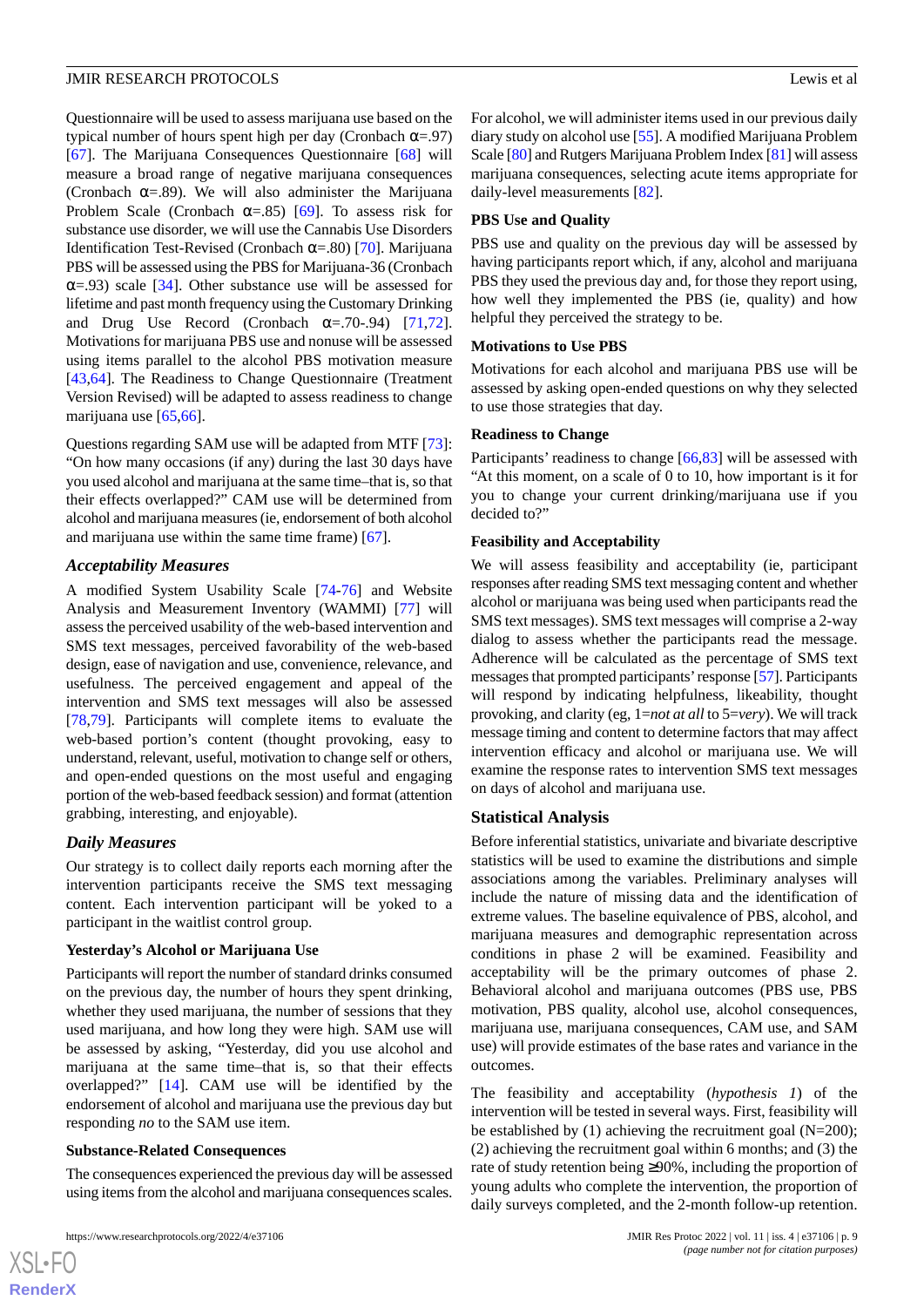Questionnaire will be used to assess marijuana use based on the typical number of hours spent high per day (Cronbach α=.97) [67]. The Marijuana Consequences Questionnaire [68] will measure a broad range of negative marijuana consequences (Cronbach α=.89). We will also administer the Marijuana Problem Scale (Cronbach α=.85) [69]. To assess risk for substance use disorder, we will use the Cannabis Use Disorders Identification Test-Revised (Cronbach α=.80) [70]. Marijuana PBS will be assessed using the PBS for Marijuana-36 (Cronbach α=.93) scale [34]. Other substance use will be assessed for lifetime and past month frequency using the Customary Drinking and Drug Use Record (Cronbach α=.70-.94) [71,72]. Motivations for marijuana PBS use and nonuse will be assessed using items parallel to the alcohol PBS motivation measure [43,64]. The Readiness to Change Questionnaire (Treatment Version Revised) will be adapted to assess readiness to change marijuana use [65,66].

Questions regarding SAM use will be adapted from MTF [73]: "On how many occasions (if any) during the last 30 days have you used alcohol and marijuana at the same time–that is, so that their effects overlapped?" CAM use will be determined from alcohol and marijuana measures (ie, endorsement of both alcohol and marijuana use within the same time frame) [67].

### *Acceptability Measures*

A modified System Usability Scale [74-76] and Website Analysis and Measurement Inventory (WAMMI) [77] will assess the perceived usability of the web-based intervention and SMS text messages, perceived favorability of the web-based design, ease of navigation and use, convenience, relevance, and usefulness. The perceived engagement and appeal of the intervention and SMS text messages will also be assessed [78,79]. Participants will complete items to evaluate the web-based portion's content (thought provoking, easy to understand, relevant, useful, motivation to change self or others, and open-ended questions on the most useful and engaging portion of the web-based feedback session) and format (attention grabbing, interesting, and enjoyable).

### *Daily Measures*

Our strategy is to collect daily reports each morning after the intervention participants receive the SMS text messaging content. Each intervention participant will be yoked to a participant in the waitlist control group.

#### Yesterday's Alcohol or Marijuana Use

Participants will report the number of standard drinks consumed on the previous day, the number of hours they spent drinking, whether they used marijuana, the number of sessions that they used marijuana, and how long they were high. SAM use will be assessed by asking, "Yesterday, did you use alcohol and marijuana at the same time–that is, so that their effects overlapped?" [14]. CAM use will be identified by the endorsement of alcohol and marijuana use the previous day but responding *no* to the SAM use item.

#### Substance-Related Consequences

The consequences experienced the previous day will be assessed using items from the alcohol and marijuana consequences scales. For alcohol, we will administer items used in our previous daily diary study on alcohol use [55]. A modified Marijuana Problem Scale [80] and Rutgers Marijuana Problem Index [81] will assess marijuana consequences, selecting acute items appropriate for daily-level measurements [82].

#### PBS Use and Quality

PBS use and quality on the previous day will be assessed by having participants report which, if any, alcohol and marijuana PBS they used the previous day and, for those they report using, how well they implemented the PBS (ie, quality) and how helpful they perceived the strategy to be.

#### Motivations to Use PBS

Motivations for each alcohol and marijuana PBS use will be assessed by asking open-ended questions on why they selected to use those strategies that day.

#### Readiness to Change

Participants' readiness to change [66,83] will be assessed with "At this moment, on a scale of 0 to 10, how important is it for you to change your current drinking/marijuana use if you decided to?"

#### Feasibility and Acceptability

We will assess feasibility and acceptability (ie, participant responses after reading SMS text messaging content and whether alcohol or marijuana was being used when participants read the SMS text messages). SMS text messages will comprise a 2-way dialog to assess whether the participants read the message. Adherence will be calculated as the percentage of SMS text messages that prompted participants' response [57]. Participants will respond by indicating helpfulness, likeability, thought provoking, and clarity (eg, 1=*not at all* to 5=*very*). We will track message timing and content to determine factors that may affect intervention efficacy and alcohol or marijuana use. We will examine the response rates to intervention SMS text messages on days of alcohol and marijuana use.

## Statistical Analysis

Before inferential statistics, univariate and bivariate descriptive statistics will be used to examine the distributions and simple associations among the variables. Preliminary analyses will include the nature of missing data and the identification of extreme values. The baseline equivalence of PBS, alcohol, and marijuana measures and demographic representation across conditions in phase 2 will be examined. Feasibility and acceptability will be the primary outcomes of phase 2. Behavioral alcohol and marijuana outcomes (PBS use, PBS motivation, PBS quality, alcohol use, alcohol consequences, marijuana use, marijuana consequences, CAM use, and SAM use) will provide estimates of the base rates and variance in the outcomes.

The feasibility and acceptability (*hypothesis 1*) of the intervention will be tested in several ways. First, feasibility will be established by (1) achieving the recruitment goal (N=200); (2) achieving the recruitment goal within 6 months; and (3) the rate of study retention being ≥90%, including the proportion of young adults who complete the intervention, the proportion of daily surveys completed, and the 2-month follow-up retention.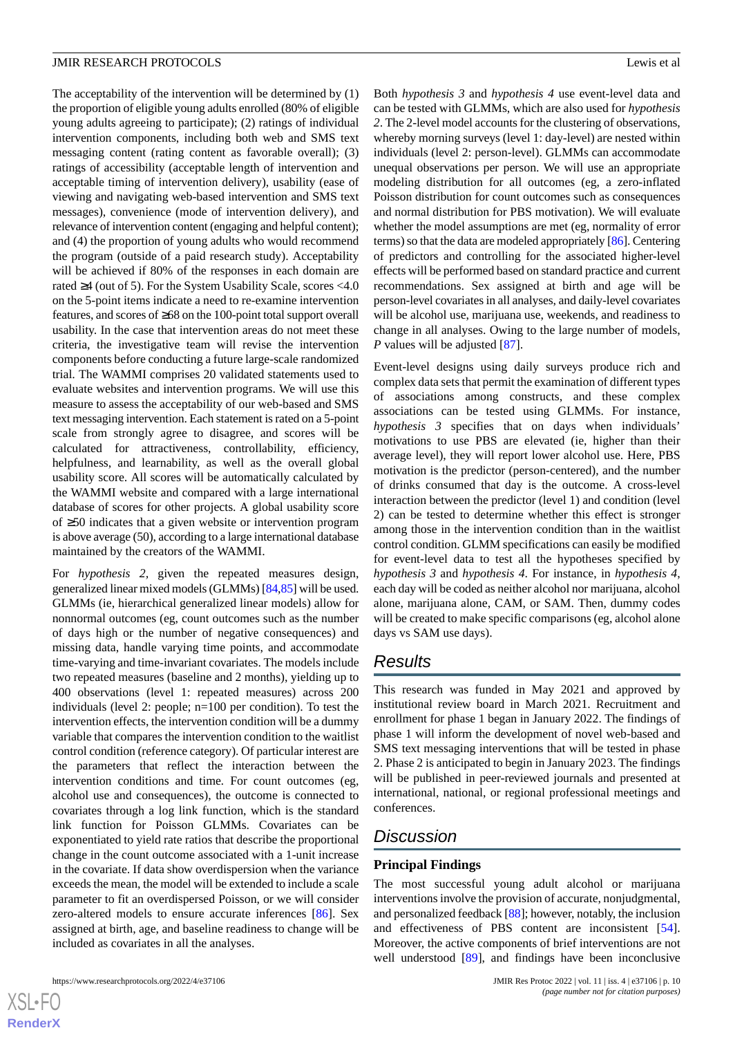The acceptability of the intervention will be determined by (1) the proportion of eligible young adults enrolled (80% of eligible young adults agreeing to participate); (2) ratings of individual intervention components, including both web and SMS text messaging content (rating content as favorable overall); (3) ratings of accessibility (acceptable length of intervention and acceptable timing of intervention delivery), usability (ease of viewing and navigating web-based intervention and SMS text messages), convenience (mode of intervention delivery), and relevance of intervention content (engaging and helpful content); and (4) the proportion of young adults who would recommend the program (outside of a paid research study). Acceptability will be achieved if 80% of the responses in each domain are rated ≥4 (out of 5). For the System Usability Scale, scores <4.0 on the 5-point items indicate a need to re-examine intervention features, and scores of ≥68 on the 100-point total support overall usability. In the case that intervention areas do not meet these criteria, the investigative team will revise the intervention components before conducting a future large-scale randomized trial. The WAMMI comprises 20 validated statements used to evaluate websites and intervention programs. We will use this measure to assess the acceptability of our web-based and SMS text messaging intervention. Each statement is rated on a 5-point scale from strongly agree to disagree, and scores will be calculated for attractiveness, controllability, efficiency, helpfulness, and learnability, as well as the overall global usability score. All scores will be automatically calculated by the WAMMI website and compared with a large international database of scores for other projects. A global usability score of ≥50 indicates that a given website or intervention program is above average (50), according to a large international database maintained by the creators of the WAMMI.

For *hypothesis 2*, given the repeated measures design, generalized linear mixed models (GLMMs) [84,85] will be used. GLMMs (ie, hierarchical generalized linear models) allow for nonnormal outcomes (eg, count outcomes such as the number of days high or the number of negative consequences) and missing data, handle varying time points, and accommodate time-varying and time-invariant covariates. The models include two repeated measures (baseline and 2 months), yielding up to 400 observations (level 1: repeated measures) across 200 individuals (level 2: people; n=100 per condition). To test the intervention effects, the intervention condition will be a dummy variable that compares the intervention condition to the waitlist control condition (reference category). Of particular interest are the parameters that reflect the interaction between the intervention conditions and time. For count outcomes (eg, alcohol use and consequences), the outcome is connected to covariates through a log link function, which is the standard link function for Poisson GLMMs. Covariates can be exponentiated to yield rate ratios that describe the proportional change in the count outcome associated with a 1-unit increase in the covariate. If data show overdispersion when the variance exceeds the mean, the model will be extended to include a scale parameter to fit an overdispersed Poisson, or we will consider zero-altered models to ensure accurate inferences [86]. Sex assigned at birth, age, and baseline readiness to change will be included as covariates in all the analyses.

Both *hypothesis 3* and *hypothesis 4* use event-level data and can be tested with GLMMs, which are also used for *hypothesis 2*. The 2-level model accounts for the clustering of observations, whereby morning surveys (level 1: day-level) are nested within individuals (level 2: person-level). GLMMs can accommodate unequal observations per person. We will use an appropriate modeling distribution for all outcomes (eg, a zero-inflated Poisson distribution for count outcomes such as consequences and normal distribution for PBS motivation). We will evaluate whether the model assumptions are met (eg, normality of error terms) so that the data are modeled appropriately [86]. Centering of predictors and controlling for the associated higher-level effects will be performed based on standard practice and current recommendations. Sex assigned at birth and age will be person-level covariates in all analyses, and daily-level covariates will be alcohol use, marijuana use, weekends, and readiness to change in all analyses. Owing to the large number of models, *P* values will be adjusted [87].

Event-level designs using daily surveys produce rich and complex data sets that permit the examination of different types of associations among constructs, and these complex associations can be tested using GLMMs. For instance, *hypothesis 3* specifies that on days when individuals' motivations to use PBS are elevated (ie, higher than their average level), they will report lower alcohol use. Here, PBS motivation is the predictor (person-centered), and the number of drinks consumed that day is the outcome. A cross-level interaction between the predictor (level 1) and condition (level 2) can be tested to determine whether this effect is stronger among those in the intervention condition than in the waitlist control condition. GLMM specifications can easily be modified for event-level data to test all the hypotheses specified by *hypothesis 3* and *hypothesis 4*. For instance, in *hypothesis 4*, each day will be coded as neither alcohol nor marijuana, alcohol alone, marijuana alone, CAM, or SAM. Then, dummy codes will be created to make specific comparisons (eg, alcohol alone days vs SAM use days).

## Results

This research was funded in May 2021 and approved by institutional review board in March 2021. Recruitment and enrollment for phase 1 began in January 2022. The findings of phase 1 will inform the development of novel web-based and SMS text messaging interventions that will be tested in phase 2. Phase 2 is anticipated to begin in January 2023. The findings will be published in peer-reviewed journals and presented at international, national, or regional professional meetings and conferences.

## Discussion

### Principal Findings

The most successful young adult alcohol or marijuana interventions involve the provision of accurate, nonjudgmental, and personalized feedback [88]; however, notably, the inclusion and effectiveness of PBS content are inconsistent [54]. Moreover, the active components of brief interventions are not well understood [89], and findings have been inconclusive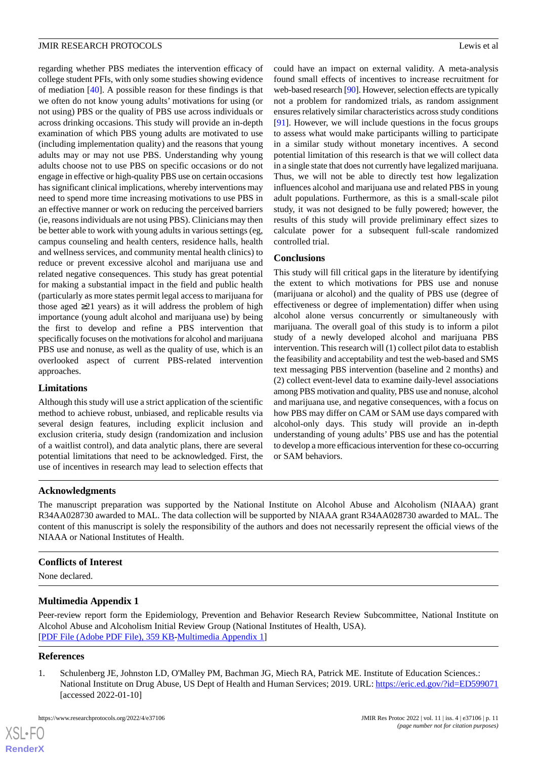regarding whether PBS mediates the intervention efficacy of college student PFIs, with only some studies showing evidence of mediation [40]. A possible reason for these findings is that we often do not know young adults' motivations for using (or not using) PBS or the quality of PBS use across individuals or across drinking occasions. This study will provide an in-depth examination of which PBS young adults are motivated to use (including implementation quality) and the reasons that young adults may or may not use PBS. Understanding why young adults choose not to use PBS on specific occasions or do not engage in effective or high-quality PBS use on certain occasions has significant clinical implications, whereby interventions may need to spend more time increasing motivations to use PBS in an effective manner or work on reducing the perceived barriers (ie, reasons individuals are not using PBS). Clinicians may then be better able to work with young adults in various settings (eg, campus counseling and health centers, residence halls, health and wellness services, and community mental health clinics) to reduce or prevent excessive alcohol and marijuana use and related negative consequences. This study has great potential for making a substantial impact in the field and public health (particularly as more states permit legal access to marijuana for those aged ≥21 years) as it will address the problem of high importance (young adult alcohol and marijuana use) by being the first to develop and refine a PBS intervention that specifically focuses on the motivations for alcohol and marijuana PBS use and nonuse, as well as the quality of use, which is an overlooked aspect of current PBS-related intervention approaches.

### Limitations

Although this study will use a strict application of the scientific method to achieve robust, unbiased, and replicable results via several design features, including explicit inclusion and exclusion criteria, study design (randomization and inclusion of a waitlist control), and data analytic plans, there are several potential limitations that need to be acknowledged. First, the use of incentives in research may lead to selection effects that could have an impact on external validity. A meta-analysis found small effects of incentives to increase recruitment for web-based research [90]. However, selection effects are typically not a problem for randomized trials, as random assignment ensures relatively similar characteristics across study conditions [91]. However, we will include questions in the focus groups to assess what would make participants willing to participate in a similar study without monetary incentives. A second potential limitation of this research is that we will collect data in a single state that does not currently have legalized marijuana. Thus, we will not be able to directly test how legalization influences alcohol and marijuana use and related PBS in young adult populations. Furthermore, as this is a small-scale pilot study, it was not designed to be fully powered; however, the results of this study will provide preliminary effect sizes to calculate power for a subsequent full-scale randomized controlled trial.

### Conclusions

This study will fill critical gaps in the literature by identifying the extent to which motivations for PBS use and nonuse (marijuana or alcohol) and the quality of PBS use (degree of effectiveness or degree of implementation) differ when using alcohol alone versus concurrently or simultaneously with marijuana. The overall goal of this study is to inform a pilot study of a newly developed alcohol and marijuana PBS intervention. This research will (1) collect pilot data to establish the feasibility and acceptability and test the web-based and SMS text messaging PBS intervention (baseline and 2 months) and (2) collect event-level data to examine daily-level associations among PBS motivation and quality, PBS use and nonuse, alcohol and marijuana use, and negative consequences, with a focus on how PBS may differ on CAM or SAM use days compared with alcohol-only days. This study will provide an in-depth understanding of young adults' PBS use and has the potential to develop a more efficacious intervention for these co-occurring or SAM behaviors.

## Acknowledgments

The manuscript preparation was supported by the National Institute on Alcohol Abuse and Alcoholism (NIAAA) grant R34AA028730 awarded to MAL. The data collection will be supported by NIAAA grant R34AA028730 awarded to MAL. The content of this manuscript is solely the responsibility of the authors and does not necessarily represent the official views of the NIAAA or National Institutes of Health.

## Conflicts of Interest

None declared.

## Multimedia Appendix 1

Peer-review report form the Epidemiology, Prevention and Behavior Research Review Subcommittee, National Institute on Alcohol Abuse and Alcoholism Initial Review Group (National Institutes of Health, USA).
[PDF File (Adobe PDF File), 359 KB-Multimedia Appendix 1]

## References

1. Schulenberg JE, Johnston LD, O'Malley PM, Bachman JG, Miech RA, Patrick ME. Institute of Education Sciences.: National Institute on Drug Abuse, US Dept of Health and Human Services; 2019. URL: https://eric.ed.gov/?id=ED599071 [accessed 2022-01-10]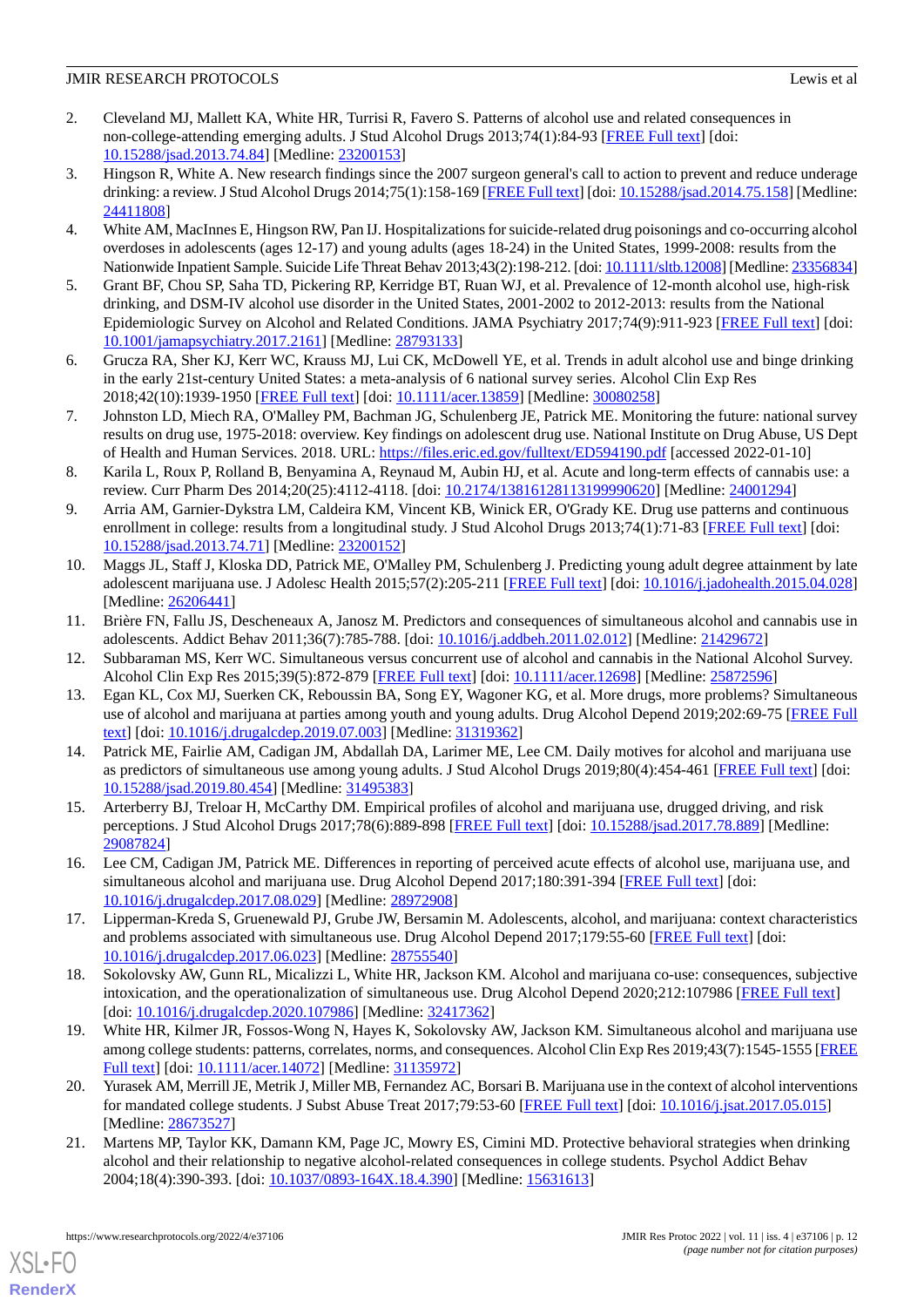2. Cleveland MJ, Mallett KA, White HR, Turrisi R, Favero S. Patterns of alcohol use and related consequences in non-college-attending emerging adults. J Stud Alcohol Drugs 2013;74(1):84-93 [FREE Full text] [doi: 10.15288/jsad.2013.74.84] [Medline: 23200153]
3. Hingson R, White A. New research findings since the 2007 surgeon general's call to action to prevent and reduce underage drinking: a review. J Stud Alcohol Drugs 2014;75(1):158-169 [FREE Full text] [doi: 10.15288/jsad.2014.75.158] [Medline: 24411808]
4. White AM, MacInnes E, Hingson RW, Pan IJ. Hospitalizations for suicide-related drug poisonings and co-occurring alcohol overdoses in adolescents (ages 12-17) and young adults (ages 18-24) in the United States, 1999-2008: results from the Nationwide Inpatient Sample. Suicide Life Threat Behav 2013;43(2):198-212. [doi: 10.1111/sltb.12008] [Medline: 23356834]
5. Grant BF, Chou SP, Saha TD, Pickering RP, Kerridge BT, Ruan WJ, et al. Prevalence of 12-month alcohol use, high-risk drinking, and DSM-IV alcohol use disorder in the United States, 2001-2002 to 2012-2013: results from the National Epidemiologic Survey on Alcohol and Related Conditions. JAMA Psychiatry 2017;74(9):911-923 [FREE Full text] [doi: 10.1001/jamapsychiatry.2017.2161] [Medline: 28793133]
6. Grucza RA, Sher KJ, Kerr WC, Krauss MJ, Lui CK, McDowell YE, et al. Trends in adult alcohol use and binge drinking in the early 21st-century United States: a meta-analysis of 6 national survey series. Alcohol Clin Exp Res 2018;42(10):1939-1950 [FREE Full text] [doi: 10.1111/acer.13859] [Medline: 30080258]
7. Johnston LD, Miech RA, O'Malley PM, Bachman JG, Schulenberg JE, Patrick ME. Monitoring the future: national survey results on drug use, 1975-2018: overview. Key findings on adolescent drug use. National Institute on Drug Abuse, US Dept of Health and Human Services. 2018. URL: https://files.eric.ed.gov/fulltext/ED594190.pdf [accessed 2022-01-10]
8. Karila L, Roux P, Rolland B, Benyamina A, Reynaud M, Aubin HJ, et al. Acute and long-term effects of cannabis use: a review. Curr Pharm Des 2014;20(25):4112-4118. [doi: 10.2174/13816128113199990620] [Medline: 24001294]
9. Arria AM, Garnier-Dykstra LM, Caldeira KM, Vincent KB, Winick ER, O'Grady KE. Drug use patterns and continuous enrollment in college: results from a longitudinal study. J Stud Alcohol Drugs 2013;74(1):71-83 [FREE Full text] [doi: 10.15288/jsad.2013.74.71] [Medline: 23200152]
10. Maggs JL, Staff J, Kloska DD, Patrick ME, O'Malley PM, Schulenberg J. Predicting young adult degree attainment by late adolescent marijuana use. J Adolesc Health 2015;57(2):205-211 [FREE Full text] [doi: 10.1016/j.jadohealth.2015.04.028] [Medline: 26206441]
11. Brière FN, Fallu JS, Descheneaux A, Janosz M. Predictors and consequences of simultaneous alcohol and cannabis use in adolescents. Addict Behav 2011;36(7):785-788. [doi: 10.1016/j.addbeh.2011.02.012] [Medline: 21429672]
12. Subbaraman MS, Kerr WC. Simultaneous versus concurrent use of alcohol and cannabis in the National Alcohol Survey. Alcohol Clin Exp Res 2015;39(5):872-879 [FREE Full text] [doi: 10.1111/acer.12698] [Medline: 25872596]
13. Egan KL, Cox MJ, Suerken CK, Reboussin BA, Song EY, Wagoner KG, et al. More drugs, more problems? Simultaneous use of alcohol and marijuana at parties among youth and young adults. Drug Alcohol Depend 2019;202:69-75 [FREE Full text] [doi: 10.1016/j.drugalcdep.2019.07.003] [Medline: 31319362]
14. Patrick ME, Fairlie AM, Cadigan JM, Abdallah DA, Larimer ME, Lee CM. Daily motives for alcohol and marijuana use as predictors of simultaneous use among young adults. J Stud Alcohol Drugs 2019;80(4):454-461 [FREE Full text] [doi: 10.15288/jsad.2019.80.454] [Medline: 31495383]
15. Arterberry BJ, Treloar H, McCarthy DM. Empirical profiles of alcohol and marijuana use, drugged driving, and risk perceptions. J Stud Alcohol Drugs 2017;78(6):889-898 [FREE Full text] [doi: 10.15288/jsad.2017.78.889] [Medline: 29087824]
16. Lee CM, Cadigan JM, Patrick ME. Differences in reporting of perceived acute effects of alcohol use, marijuana use, and simultaneous alcohol and marijuana use. Drug Alcohol Depend 2017;180:391-394 [FREE Full text] [doi: 10.1016/j.drugalcdep.2017.08.029] [Medline: 28972908]
17. Lipperman-Kreda S, Gruenewald PJ, Grube JW, Bersamin M. Adolescents, alcohol, and marijuana: context characteristics and problems associated with simultaneous use. Drug Alcohol Depend 2017;179:55-60 [FREE Full text] [doi: 10.1016/j.drugalcdep.2017.06.023] [Medline: 28755540]
18. Sokolovsky AW, Gunn RL, Micalizzi L, White HR, Jackson KM. Alcohol and marijuana co-use: consequences, subjective intoxication, and the operationalization of simultaneous use. Drug Alcohol Depend 2020;212:107986 [FREE Full text] [doi: 10.1016/j.drugalcdep.2020.107986] [Medline: 32417362]
19. White HR, Kilmer JR, Fossos-Wong N, Hayes K, Sokolovsky AW, Jackson KM. Simultaneous alcohol and marijuana use among college students: patterns, correlates, norms, and consequences. Alcohol Clin Exp Res 2019;43(7):1545-1555 [FREE Full text] [doi: 10.1111/acer.14072] [Medline: 31135972]
20. Yurasek AM, Merrill JE, Metrik J, Miller MB, Fernandez AC, Borsari B. Marijuana use in the context of alcohol interventions for mandated college students. J Subst Abuse Treat 2017;79:53-60 [FREE Full text] [doi: 10.1016/j.jsat.2017.05.015] [Medline: 28673527]
21. Martens MP, Taylor KK, Damann KM, Page JC, Mowry ES, Cimini MD. Protective behavioral strategies when drinking alcohol and their relationship to negative alcohol-related consequences in college students. Psychol Addict Behav 2004;18(4):390-393. [doi: 10.1037/0893-164X.18.4.390] [Medline: 15631613]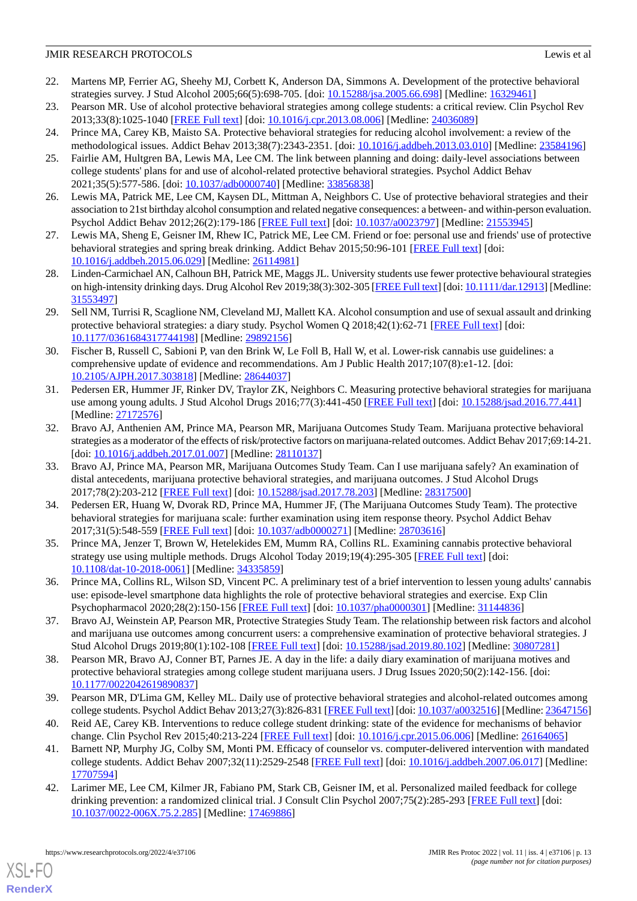22. Martens MP, Ferrier AG, Sheehy MJ, Corbett K, Anderson DA, Simmons A. Development of the protective behavioral strategies survey. J Stud Alcohol 2005;66(5):698-705. [doi: 10.15288/jsa.2005.66.698] [Medline: 16329461]
23. Pearson MR. Use of alcohol protective behavioral strategies among college students: a critical review. Clin Psychol Rev 2013;33(8):1025-1040 [FREE Full text] [doi: 10.1016/j.cpr.2013.08.006] [Medline: 24036089]
24. Prince MA, Carey KB, Maisto SA. Protective behavioral strategies for reducing alcohol involvement: a review of the methodological issues. Addict Behav 2013;38(7):2343-2351. [doi: 10.1016/j.addbeh.2013.03.010] [Medline: 23584196]
25. Fairlie AM, Hultgren BA, Lewis MA, Lee CM. The link between planning and doing: daily-level associations between college students' plans for and use of alcohol-related protective behavioral strategies. Psychol Addict Behav 2021;35(5):577-586. [doi: 10.1037/adb0000740] [Medline: 33856838]
26. Lewis MA, Patrick ME, Lee CM, Kaysen DL, Mittman A, Neighbors C. Use of protective behavioral strategies and their association to 21st birthday alcohol consumption and related negative consequences: a between- and within-person evaluation. Psychol Addict Behav 2012;26(2):179-186 [FREE Full text] [doi: 10.1037/a0023797] [Medline: 21553945]
27. Lewis MA, Sheng E, Geisner IM, Rhew IC, Patrick ME, Lee CM. Friend or foe: personal use and friends' use of protective behavioral strategies and spring break drinking. Addict Behav 2015;50:96-101 [FREE Full text] [doi: 10.1016/j.addbeh.2015.06.029] [Medline: 26114981]
28. Linden-Carmichael AN, Calhoun BH, Patrick ME, Maggs JL. University students use fewer protective behavioural strategies on high-intensity drinking days. Drug Alcohol Rev 2019;38(3):302-305 [FREE Full text] [doi: 10.1111/dar.12913] [Medline: 31553497]
29. Sell NM, Turrisi R, Scaglione NM, Cleveland MJ, Mallett KA. Alcohol consumption and use of sexual assault and drinking protective behavioral strategies: a diary study. Psychol Women Q 2018;42(1):62-71 [FREE Full text] [doi: 10.1177/0361684317744198] [Medline: 29892156]
30. Fischer B, Russell C, Sabioni P, van den Brink W, Le Foll B, Hall W, et al. Lower-risk cannabis use guidelines: a comprehensive update of evidence and recommendations. Am J Public Health 2017;107(8):e1-12. [doi: 10.2105/AJPH.2017.303818] [Medline: 28644037]
31. Pedersen ER, Hummer JF, Rinker DV, Traylor ZK, Neighbors C. Measuring protective behavioral strategies for marijuana use among young adults. J Stud Alcohol Drugs 2016;77(3):441-450 [FREE Full text] [doi: 10.15288/jsad.2016.77.441] [Medline: 27172576]
32. Bravo AJ, Anthenien AM, Prince MA, Pearson MR, Marijuana Outcomes Study Team. Marijuana protective behavioral strategies as a moderator of the effects of risk/protective factors on marijuana-related outcomes. Addict Behav 2017;69:14-21. [doi: 10.1016/j.addbeh.2017.01.007] [Medline: 28110137]
33. Bravo AJ, Prince MA, Pearson MR, Marijuana Outcomes Study Team. Can I use marijuana safely? An examination of distal antecedents, marijuana protective behavioral strategies, and marijuana outcomes. J Stud Alcohol Drugs 2017;78(2):203-212 [FREE Full text] [doi: 10.15288/jsad.2017.78.203] [Medline: 28317500]
34. Pedersen ER, Huang W, Dvorak RD, Prince MA, Hummer JF, (The Marijuana Outcomes Study Team). The protective behavioral strategies for marijuana scale: further examination using item response theory. Psychol Addict Behav 2017;31(5):548-559 [FREE Full text] [doi: 10.1037/adb0000271] [Medline: 28703616]
35. Prince MA, Jenzer T, Brown W, Hetelekides EM, Mumm RA, Collins RL. Examining cannabis protective behavioral strategy use using multiple methods. Drugs Alcohol Today 2019;19(4):295-305 [FREE Full text] [doi: 10.1108/dat-10-2018-0061] [Medline: 34335859]
36. Prince MA, Collins RL, Wilson SD, Vincent PC. A preliminary test of a brief intervention to lessen young adults' cannabis use: episode-level smartphone data highlights the role of protective behavioral strategies and exercise. Exp Clin Psychopharmacol 2020;28(2):150-156 [FREE Full text] [doi: 10.1037/pha0000301] [Medline: 31144836]
37. Bravo AJ, Weinstein AP, Pearson MR, Protective Strategies Study Team. The relationship between risk factors and alcohol and marijuana use outcomes among concurrent users: a comprehensive examination of protective behavioral strategies. J Stud Alcohol Drugs 2019;80(1):102-108 [FREE Full text] [doi: 10.15288/jsad.2019.80.102] [Medline: 30807281]
38. Pearson MR, Bravo AJ, Conner BT, Parnes JE. A day in the life: a daily diary examination of marijuana motives and protective behavioral strategies among college student marijuana users. J Drug Issues 2020;50(2):142-156. [doi: 10.1177/0022042619890837]
39. Pearson MR, D'Lima GM, Kelley ML. Daily use of protective behavioral strategies and alcohol-related outcomes among college students. Psychol Addict Behav 2013;27(3):826-831 [FREE Full text] [doi: 10.1037/a0032516] [Medline: 23647156]
40. Reid AE, Carey KB. Interventions to reduce college student drinking: state of the evidence for mechanisms of behavior change. Clin Psychol Rev 2015;40:213-224 [FREE Full text] [doi: 10.1016/j.cpr.2015.06.006] [Medline: 26164065]
41. Barnett NP, Murphy JG, Colby SM, Monti PM. Efficacy of counselor vs. computer-delivered intervention with mandated college students. Addict Behav 2007;32(11):2529-2548 [FREE Full text] [doi: 10.1016/j.addbeh.2007.06.017] [Medline: 17707594]
42. Larimer ME, Lee CM, Kilmer JR, Fabiano PM, Stark CB, Geisner IM, et al. Personalized mailed feedback for college drinking prevention: a randomized clinical trial. J Consult Clin Psychol 2007;75(2):285-293 [FREE Full text] [doi: 10.1037/0022-006X.75.2.285] [Medline: 17469886]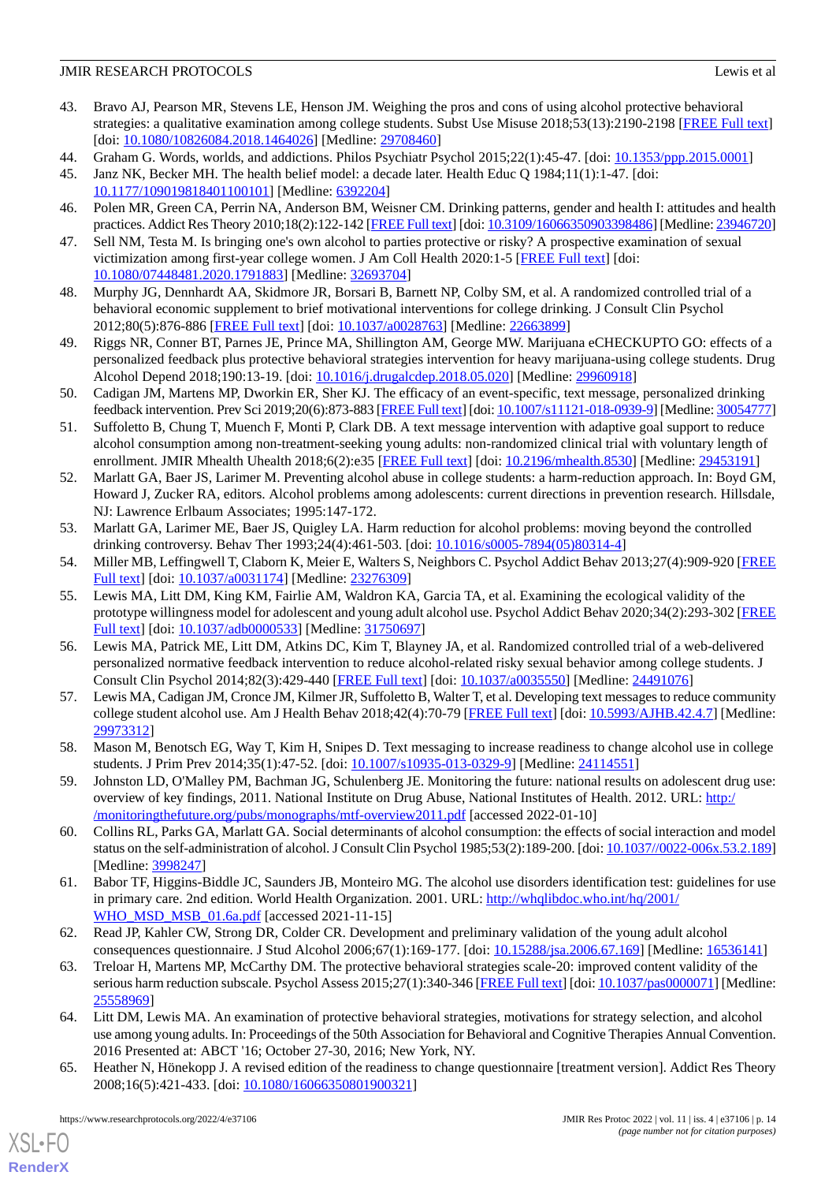43. Bravo AJ, Pearson MR, Stevens LE, Henson JM. Weighing the pros and cons of using alcohol protective behavioral strategies: a qualitative examination among college students. Subst Use Misuse 2018;53(13):2190-2198 [FREE Full text] [doi: 10.1080/10826084.2018.1464026] [Medline: 29708460]
44. Graham G. Words, worlds, and addictions. Philos Psychiatr Psychol 2015;22(1):45-47. [doi: 10.1353/ppp.2015.0001]
45. Janz NK, Becker MH. The health belief model: a decade later. Health Educ Q 1984;11(1):1-47. [doi: 10.1177/109019818401100101] [Medline: 6392204]
46. Polen MR, Green CA, Perrin NA, Anderson BM, Weisner CM. Drinking patterns, gender and health I: attitudes and health practices. Addict Res Theory 2010;18(2):122-142 [FREE Full text] [doi: 10.3109/16066350903398486] [Medline: 23946720]
47. Sell NM, Testa M. Is bringing one's own alcohol to parties protective or risky? A prospective examination of sexual victimization among first-year college women. J Am Coll Health 2020:1-5 [FREE Full text] [doi: 10.1080/07448481.2020.1791883] [Medline: 32693704]
48. Murphy JG, Dennhardt AA, Skidmore JR, Borsari B, Barnett NP, Colby SM, et al. A randomized controlled trial of a behavioral economic supplement to brief motivational interventions for college drinking. J Consult Clin Psychol 2012;80(5):876-886 [FREE Full text] [doi: 10.1037/a0028763] [Medline: 22663899]
49. Riggs NR, Conner BT, Parnes JE, Prince MA, Shillington AM, George MW. Marijuana eCHECKUPTO GO: effects of a personalized feedback plus protective behavioral strategies intervention for heavy marijuana-using college students. Drug Alcohol Depend 2018;190:13-19. [doi: 10.1016/j.drugalcdep.2018.05.020] [Medline: 29960918]
50. Cadigan JM, Martens MP, Dworkin ER, Sher KJ. The efficacy of an event-specific, text message, personalized drinking feedback intervention. Prev Sci 2019;20(6):873-883 [FREE Full text] [doi: 10.1007/s11121-018-0939-9] [Medline: 30054777]
51. Suffoletto B, Chung T, Muench F, Monti P, Clark DB. A text message intervention with adaptive goal support to reduce alcohol consumption among non-treatment-seeking young adults: non-randomized clinical trial with voluntary length of enrollment. JMIR Mhealth Uhealth 2018;6(2):e35 [FREE Full text] [doi: 10.2196/mhealth.8530] [Medline: 29453191]
52. Marlatt GA, Baer JS, Larimer M. Preventing alcohol abuse in college students: a harm-reduction approach. In: Boyd GM, Howard J, Zucker RA, editors. Alcohol problems among adolescents: current directions in prevention research. Hillsdale, NJ: Lawrence Erlbaum Associates; 1995:147-172.
53. Marlatt GA, Larimer ME, Baer JS, Quigley LA. Harm reduction for alcohol problems: moving beyond the controlled drinking controversy. Behav Ther 1993;24(4):461-503. [doi: 10.1016/s0005-7894(05)80314-4]
54. Miller MB, Leffingwell T, Claborn K, Meier E, Walters S, Neighbors C. Psychol Addict Behav 2013;27(4):909-920 [FREE Full text] [doi: 10.1037/a0031174] [Medline: 23276309]
55. Lewis MA, Litt DM, King KM, Fairlie AM, Waldron KA, Garcia TA, et al. Examining the ecological validity of the prototype willingness model for adolescent and young adult alcohol use. Psychol Addict Behav 2020;34(2):293-302 [FREE Full text] [doi: 10.1037/adb0000533] [Medline: 31750697]
56. Lewis MA, Patrick ME, Litt DM, Atkins DC, Kim T, Blayney JA, et al. Randomized controlled trial of a web-delivered personalized normative feedback intervention to reduce alcohol-related risky sexual behavior among college students. J Consult Clin Psychol 2014;82(3):429-440 [FREE Full text] [doi: 10.1037/a0035550] [Medline: 24491076]
57. Lewis MA, Cadigan JM, Cronce JM, Kilmer JR, Suffoletto B, Walter T, et al. Developing text messages to reduce community college student alcohol use. Am J Health Behav 2018;42(4):70-79 [FREE Full text] [doi: 10.5993/AJHB.42.4.7] [Medline: 29973312]
58. Mason M, Benotsch EG, Way T, Kim H, Snipes D. Text messaging to increase readiness to change alcohol use in college students. J Prim Prev 2014;35(1):47-52. [doi: 10.1007/s10935-013-0329-9] [Medline: 24114551]
59. Johnston LD, O'Malley PM, Bachman JG, Schulenberg JE. Monitoring the future: national results on adolescent drug use: overview of key findings, 2011. National Institute on Drug Abuse, National Institutes of Health. 2012. URL: http://monitoringthefuture.org/pubs/monographs/mtf-overview2011.pdf [accessed 2022-01-10]
60. Collins RL, Parks GA, Marlatt GA. Social determinants of alcohol consumption: the effects of social interaction and model status on the self-administration of alcohol. J Consult Clin Psychol 1985;53(2):189-200. [doi: 10.1037//0022-006x.53.2.189] [Medline: 3998247]
61. Babor TF, Higgins-Biddle JC, Saunders JB, Monteiro MG. The alcohol use disorders identification test: guidelines for use in primary care. 2nd edition. World Health Organization. 2001. URL: http://whqlibdoc.who.int/hq/2001/WHO_MSD_MSB_01.6a.pdf [accessed 2021-11-15]
62. Read JP, Kahler CW, Strong DR, Colder CR. Development and preliminary validation of the young adult alcohol consequences questionnaire. J Stud Alcohol 2006;67(1):169-177. [doi: 10.15288/jsa.2006.67.169] [Medline: 16536141]
63. Treloar H, Martens MP, McCarthy DM. The protective behavioral strategies scale-20: improved content validity of the serious harm reduction subscale. Psychol Assess 2015;27(1):340-346 [FREE Full text] [doi: 10.1037/pas0000071] [Medline: 25558969]
64. Litt DM, Lewis MA. An examination of protective behavioral strategies, motivations for strategy selection, and alcohol use among young adults. In: Proceedings of the 50th Association for Behavioral and Cognitive Therapies Annual Convention. 2016 Presented at: ABCT '16; October 27-30, 2016; New York, NY.
65. Heather N, Hönekopp J. A revised edition of the readiness to change questionnaire [treatment version]. Addict Res Theory 2008;16(5):421-433. [doi: 10.1080/16066350801900321]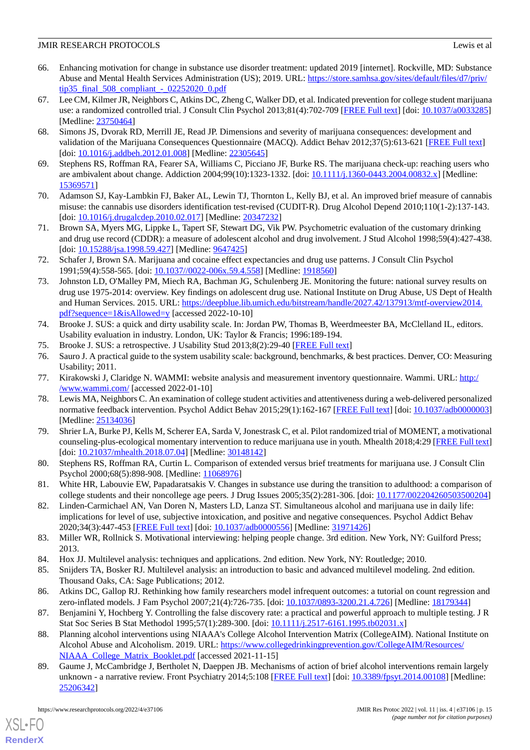66. Enhancing motivation for change in substance use disorder treatment: updated 2019 [internet]. Rockville, MD: Substance Abuse and Mental Health Services Administration (US); 2019. URL: https://store.samhsa.gov/sites/default/files/d7/priv/tip35_final_508_compliant_-_02252020_0.pdf
67. Lee CM, Kilmer JR, Neighbors C, Atkins DC, Zheng C, Walker DD, et al. Indicated prevention for college student marijuana use: a randomized controlled trial. J Consult Clin Psychol 2013;81(4):702-709 [FREE Full text] [doi: 10.1037/a0033285] [Medline: 23750464]
68. Simons JS, Dvorak RD, Merrill JE, Read JP. Dimensions and severity of marijuana consequences: development and validation of the Marijuana Consequences Questionnaire (MACQ). Addict Behav 2012;37(5):613-621 [FREE Full text] [doi: 10.1016/j.addbeh.2012.01.008] [Medline: 22305645]
69. Stephens RS, Roffman RA, Fearer SA, Williams C, Picciano JF, Burke RS. The marijuana check-up: reaching users who are ambivalent about change. Addiction 2004;99(10):1323-1332. [doi: 10.1111/j.1360-0443.2004.00832.x] [Medline: 15369571]
70. Adamson SJ, Kay-Lambkin FJ, Baker AL, Lewin TJ, Thornton L, Kelly BJ, et al. An improved brief measure of cannabis misuse: the cannabis use disorders identification test-revised (CUDIT-R). Drug Alcohol Depend 2010;110(1-2):137-143. [doi: 10.1016/j.drugalcdep.2010.02.017] [Medline: 20347232]
71. Brown SA, Myers MG, Lippke L, Tapert SF, Stewart DG, Vik PW. Psychometric evaluation of the customary drinking and drug use record (CDDR): a measure of adolescent alcohol and drug involvement. J Stud Alcohol 1998;59(4):427-438. [doi: 10.15288/jsa.1998.59.427] [Medline: 9647425]
72. Schafer J, Brown SA. Marijuana and cocaine effect expectancies and drug use patterns. J Consult Clin Psychol 1991;59(4):558-565. [doi: 10.1037//0022-006x.59.4.558] [Medline: 1918560]
73. Johnston LD, O'Malley PM, Miech RA, Bachman JG, Schulenberg JE. Monitoring the future: national survey results on drug use 1975-2014: overview. Key findings on adolescent drug use. National Institute on Drug Abuse, US Dept of Health and Human Services. 2015. URL: https://deepblue.lib.umich.edu/bitstream/handle/2027.42/137913/mtf-overview2014.pdf?sequence=1&isAllowed=y [accessed 2022-10-10]
74. Brooke J. SUS: a quick and dirty usability scale. In: Jordan PW, Thomas B, Weerdmeester BA, McClelland IL, editors. Usability evaluation in industry. London, UK: Taylor & Francis; 1996:189-194.
75. Brooke J. SUS: a retrospective. J Usability Stud 2013;8(2):29-40 [FREE Full text]
76. Sauro J. A practical guide to the system usability scale: background, benchmarks, & best practices. Denver, CO: Measuring Usability; 2011.
77. Kirakowski J, Claridge N. WAMMI: website analysis and measurement inventory questionnaire. Wammi. URL: http://www.wammi.com/ [accessed 2022-01-10]
78. Lewis MA, Neighbors C. An examination of college student activities and attentiveness during a web-delivered personalized normative feedback intervention. Psychol Addict Behav 2015;29(1):162-167 [FREE Full text] [doi: 10.1037/adb0000003] [Medline: 25134036]
79. Shrier LA, Burke PJ, Kells M, Scherer EA, Sarda V, Jonestrask C, et al. Pilot randomized trial of MOMENT, a motivational counseling-plus-ecological momentary intervention to reduce marijuana use in youth. Mhealth 2018;4:29 [FREE Full text] [doi: 10.21037/mhealth.2018.07.04] [Medline: 30148142]
80. Stephens RS, Roffman RA, Curtin L. Comparison of extended versus brief treatments for marijuana use. J Consult Clin Psychol 2000;68(5):898-908. [Medline: 11068976]
81. White HR, Labouvie EW, Papadaratsakis V. Changes in substance use during the transition to adulthood: a comparison of college students and their noncollege age peers. J Drug Issues 2005;35(2):281-306. [doi: 10.1177/002204260503500204]
82. Linden-Carmichael AN, Van Doren N, Masters LD, Lanza ST. Simultaneous alcohol and marijuana use in daily life: implications for level of use, subjective intoxication, and positive and negative consequences. Psychol Addict Behav 2020;34(3):447-453 [FREE Full text] [doi: 10.1037/adb0000556] [Medline: 31971426]
83. Miller WR, Rollnick S. Motivational interviewing: helping people change. 3rd edition. New York, NY: Guilford Press; 2013.
84. Hox JJ. Multilevel analysis: techniques and applications. 2nd edition. New York, NY: Routledge; 2010.
85. Snijders TA, Bosker RJ. Multilevel analysis: an introduction to basic and advanced multilevel modeling. 2nd edition. Thousand Oaks, CA: Sage Publications; 2012.
86. Atkins DC, Gallop RJ. Rethinking how family researchers model infrequent outcomes: a tutorial on count regression and zero-inflated models. J Fam Psychol 2007;21(4):726-735. [doi: 10.1037/0893-3200.21.4.726] [Medline: 18179344]
87. Benjamini Y, Hochberg Y. Controlling the false discovery rate: a practical and powerful approach to multiple testing. J R Stat Soc Series B Stat Methodol 1995;57(1):289-300. [doi: 10.1111/j.2517-6161.1995.tb02031.x]
88. Planning alcohol interventions using NIAAA's College Alcohol Intervention Matrix (CollegeAIM). National Institute on Alcohol Abuse and Alcoholism. 2019. URL: https://www.collegedrinkingprevention.gov/CollegeAIM/Resources/NIAAA_College_Matrix_Booklet.pdf [accessed 2021-11-15]
89. Gaume J, McCambridge J, Bertholet N, Daeppen JB. Mechanisms of action of brief alcohol interventions remain largely unknown - a narrative review. Front Psychiatry 2014;5:108 [FREE Full text] [doi: 10.3389/fpsyt.2014.00108] [Medline: 25206342]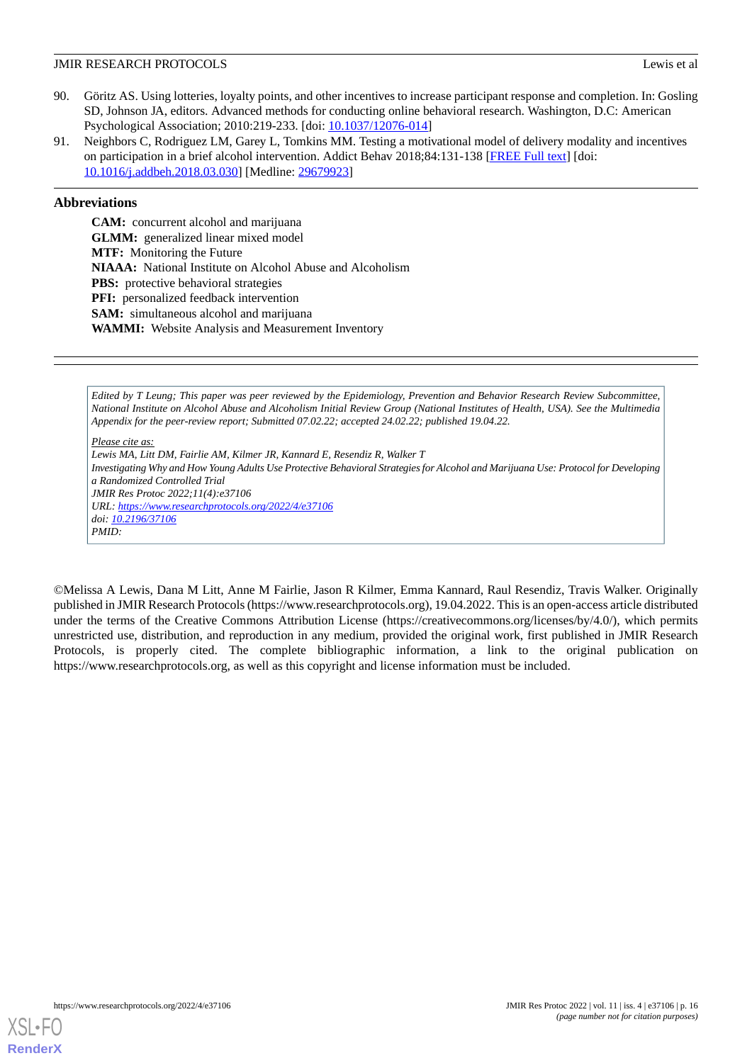90. Göritz AS. Using lotteries, loyalty points, and other incentives to increase participant response and completion. In: Gosling SD, Johnson JA, editors. Advanced methods for conducting online behavioral research. Washington, D.C: American Psychological Association; 2010:219-233. [doi: 10.1037/12076-014]
91. Neighbors C, Rodriguez LM, Garey L, Tomkins MM. Testing a motivational model of delivery modality and incentives on participation in a brief alcohol intervention. Addict Behav 2018;84:131-138 [FREE Full text] [doi: 10.1016/j.addbeh.2018.03.030] [Medline: 29679923]

## Abbreviations

**CAM:** concurrent alcohol and marijuana
**GLMM:** generalized linear mixed model
**MTF:** Monitoring the Future
**NIAAA:** National Institute on Alcohol Abuse and Alcoholism
**PBS:** protective behavioral strategies
**PFI:** personalized feedback intervention
**SAM:** simultaneous alcohol and marijuana
**WAMMI:** Website Analysis and Measurement Inventory

*Edited by T Leung; This paper was peer reviewed by the Epidemiology, Prevention and Behavior Research Review Subcommittee, National Institute on Alcohol Abuse and Alcoholism Initial Review Group (National Institutes of Health, USA). See the Multimedia Appendix for the peer-review report; Submitted 07.02.22; accepted 24.02.22; published 19.04.22.*

*Please cite as:*
*Lewis MA, Litt DM, Fairlie AM, Kilmer JR, Kannard E, Resendiz R, Walker T*
*Investigating Why and How Young Adults Use Protective Behavioral Strategies for Alcohol and Marijuana Use: Protocol for Developing a Randomized Controlled Trial*
*JMIR Res Protoc 2022;11(4):e37106*
*URL: https://www.researchprotocols.org/2022/4/e37106*
*doi: 10.2196/37106*
*PMID:*

©Melissa A Lewis, Dana M Litt, Anne M Fairlie, Jason R Kilmer, Emma Kannard, Raul Resendiz, Travis Walker. Originally published in JMIR Research Protocols (https://www.researchprotocols.org), 19.04.2022. This is an open-access article distributed under the terms of the Creative Commons Attribution License (https://creativecommons.org/licenses/by/4.0/), which permits unrestricted use, distribution, and reproduction in any medium, provided the original work, first published in JMIR Research Protocols, is properly cited. The complete bibliographic information, a link to the original publication on https://www.researchprotocols.org, as well as this copyright and license information must be included.